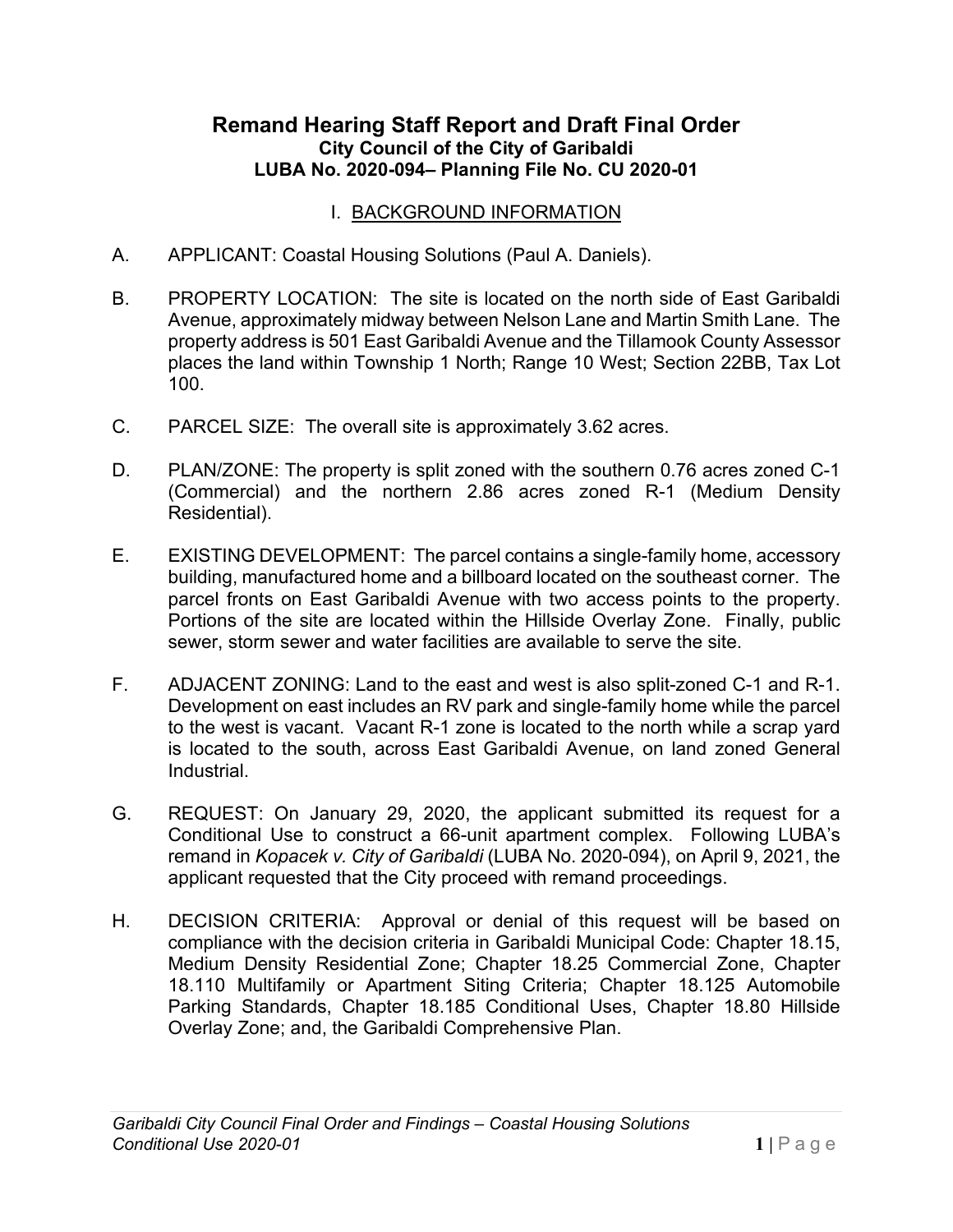# Remand Hearing Staff Report and Draft Final Order

**City Council of the City of Garibaldi**
**LUBA No. 2020-094– Planning File No. CU 2020-01**

## I. BACKGROUND INFORMATION

A. APPLICANT: Coastal Housing Solutions (Paul A. Daniels).

B. PROPERTY LOCATION: The site is located on the north side of East Garibaldi Avenue, approximately midway between Nelson Lane and Martin Smith Lane. The property address is 501 East Garibaldi Avenue and the Tillamook County Assessor places the land within Township 1 North; Range 10 West; Section 22BB, Tax Lot 100.

C. PARCEL SIZE: The overall site is approximately 3.62 acres.

D. PLAN/ZONE: The property is split zoned with the southern 0.76 acres zoned C-1 (Commercial) and the northern 2.86 acres zoned R-1 (Medium Density Residential).

E. EXISTING DEVELOPMENT: The parcel contains a single-family home, accessory building, manufactured home and a billboard located on the southeast corner. The parcel fronts on East Garibaldi Avenue with two access points to the property. Portions of the site are located within the Hillside Overlay Zone. Finally, public sewer, storm sewer and water facilities are available to serve the site.

F. ADJACENT ZONING: Land to the east and west is also split-zoned C-1 and R-1. Development on east includes an RV park and single-family home while the parcel to the west is vacant. Vacant R-1 zone is located to the north while a scrap yard is located to the south, across East Garibaldi Avenue, on land zoned General Industrial.

G. REQUEST: On January 29, 2020, the applicant submitted its request for a Conditional Use to construct a 66-unit apartment complex. Following LUBA's remand in *Kopacek v. City of Garibaldi* (LUBA No. 2020-094), on April 9, 2021, the applicant requested that the City proceed with remand proceedings.

H. DECISION CRITERIA: Approval or denial of this request will be based on compliance with the decision criteria in Garibaldi Municipal Code: Chapter 18.15, Medium Density Residential Zone; Chapter 18.25 Commercial Zone, Chapter 18.110 Multifamily or Apartment Siting Criteria; Chapter 18.125 Automobile Parking Standards, Chapter 18.185 Conditional Uses, Chapter 18.80 Hillside Overlay Zone; and, the Garibaldi Comprehensive Plan.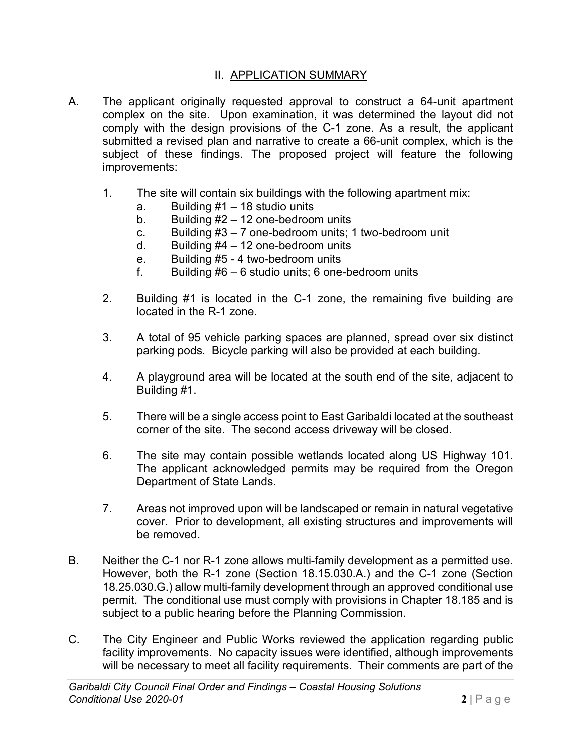## II. APPLICATION SUMMARY

A. The applicant originally requested approval to construct a 64-unit apartment complex on the site. Upon examination, it was determined the layout did not comply with the design provisions of the C-1 zone. As a result, the applicant submitted a revised plan and narrative to create a 66-unit complex, which is the subject of these findings. The proposed project will feature the following improvements:

1. The site will contain six buildings with the following apartment mix:
   a. Building #1 – 18 studio units
   b. Building #2 – 12 one-bedroom units
   c. Building #3 – 7 one-bedroom units; 1 two-bedroom unit
   d. Building #4 – 12 one-bedroom units
   e. Building #5 - 4 two-bedroom units
   f. Building #6 – 6 studio units; 6 one-bedroom units

2. Building #1 is located in the C-1 zone, the remaining five building are located in the R-1 zone.

3. A total of 95 vehicle parking spaces are planned, spread over six distinct parking pods. Bicycle parking will also be provided at each building.

4. A playground area will be located at the south end of the site, adjacent to Building #1.

5. There will be a single access point to East Garibaldi located at the southeast corner of the site. The second access driveway will be closed.

6. The site may contain possible wetlands located along US Highway 101. The applicant acknowledged permits may be required from the Oregon Department of State Lands.

7. Areas not improved upon will be landscaped or remain in natural vegetative cover. Prior to development, all existing structures and improvements will be removed.

B. Neither the C-1 nor R-1 zone allows multi-family development as a permitted use. However, both the R-1 zone (Section 18.15.030.A.) and the C-1 zone (Section 18.25.030.G.) allow multi-family development through an approved conditional use permit. The conditional use must comply with provisions in Chapter 18.185 and is subject to a public hearing before the Planning Commission.

C. The City Engineer and Public Works reviewed the application regarding public facility improvements. No capacity issues were identified, although improvements will be necessary to meet all facility requirements. Their comments are part of the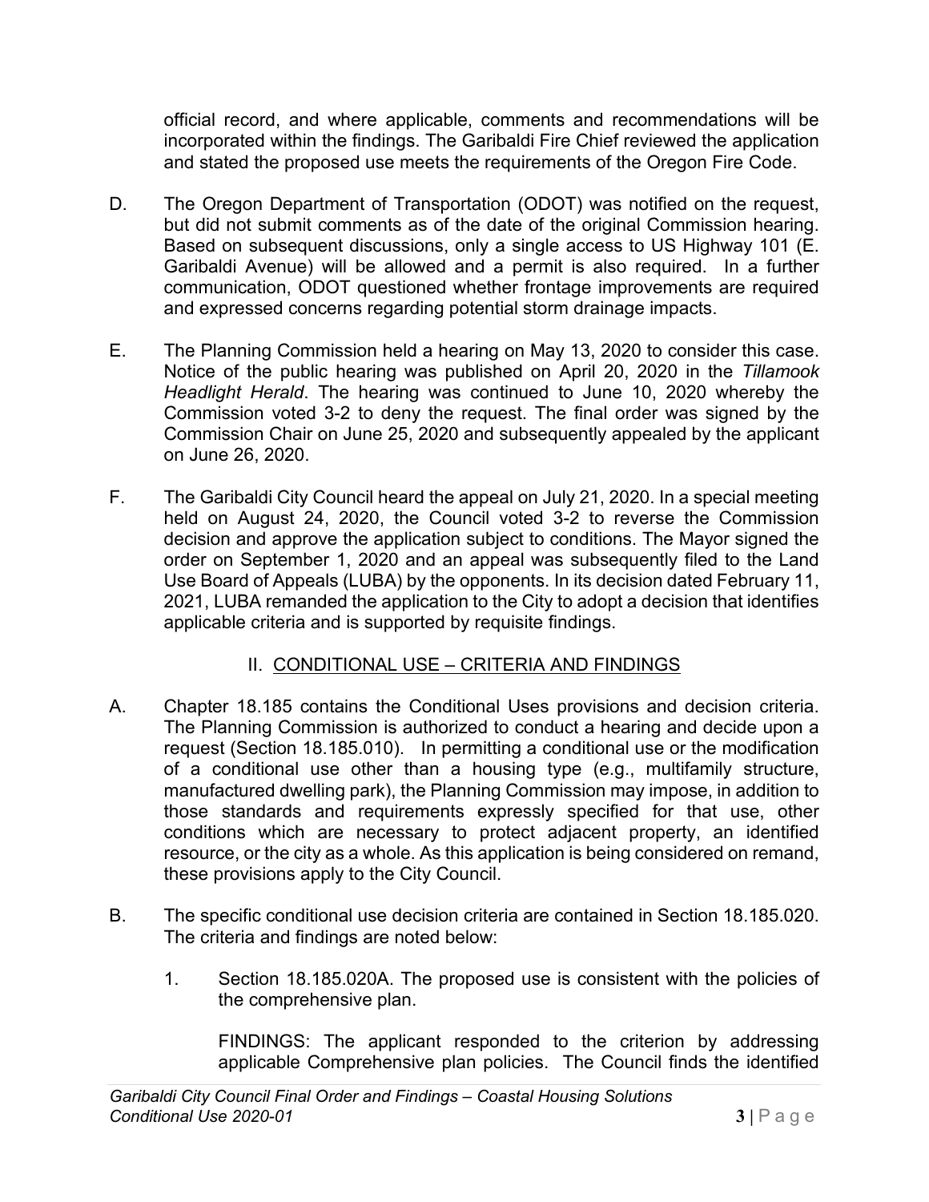official record, and where applicable, comments and recommendations will be incorporated within the findings. The Garibaldi Fire Chief reviewed the application and stated the proposed use meets the requirements of the Oregon Fire Code.

D. The Oregon Department of Transportation (ODOT) was notified on the request, but did not submit comments as of the date of the original Commission hearing. Based on subsequent discussions, only a single access to US Highway 101 (E. Garibaldi Avenue) will be allowed and a permit is also required. In a further communication, ODOT questioned whether frontage improvements are required and expressed concerns regarding potential storm drainage impacts.

E. The Planning Commission held a hearing on May 13, 2020 to consider this case. Notice of the public hearing was published on April 20, 2020 in the *Tillamook Headlight Herald*. The hearing was continued to June 10, 2020 whereby the Commission voted 3-2 to deny the request. The final order was signed by the Commission Chair on June 25, 2020 and subsequently appealed by the applicant on June 26, 2020.

F. The Garibaldi City Council heard the appeal on July 21, 2020. In a special meeting held on August 24, 2020, the Council voted 3-2 to reverse the Commission decision and approve the application subject to conditions. The Mayor signed the order on September 1, 2020 and an appeal was subsequently filed to the Land Use Board of Appeals (LUBA) by the opponents. In its decision dated February 11, 2021, LUBA remanded the application to the City to adopt a decision that identifies applicable criteria and is supported by requisite findings.

## II. CONDITIONAL USE – CRITERIA AND FINDINGS

A. Chapter 18.185 contains the Conditional Uses provisions and decision criteria. The Planning Commission is authorized to conduct a hearing and decide upon a request (Section 18.185.010). In permitting a conditional use or the modification of a conditional use other than a housing type (e.g., multifamily structure, manufactured dwelling park), the Planning Commission may impose, in addition to those standards and requirements expressly specified for that use, other conditions which are necessary to protect adjacent property, an identified resource, or the city as a whole. As this application is being considered on remand, these provisions apply to the City Council.

B. The specific conditional use decision criteria are contained in Section 18.185.020. The criteria and findings are noted below:

1. Section 18.185.020A. The proposed use is consistent with the policies of the comprehensive plan.

   FINDINGS: The applicant responded to the criterion by addressing applicable Comprehensive plan policies. The Council finds the identified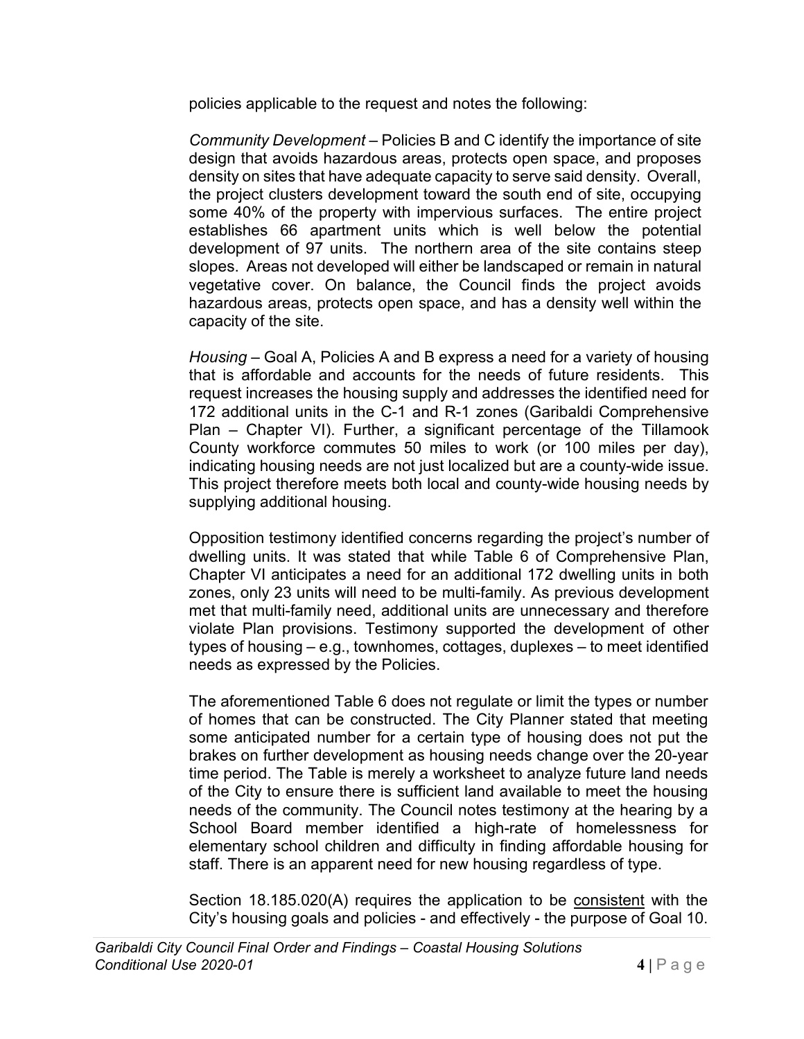policies applicable to the request and notes the following:

*Community Development* – Policies B and C identify the importance of site design that avoids hazardous areas, protects open space, and proposes density on sites that have adequate capacity to serve said density. Overall, the project clusters development toward the south end of site, occupying some 40% of the property with impervious surfaces. The entire project establishes 66 apartment units which is well below the potential development of 97 units. The northern area of the site contains steep slopes. Areas not developed will either be landscaped or remain in natural vegetative cover. On balance, the Council finds the project avoids hazardous areas, protects open space, and has a density well within the capacity of the site.

*Housing* – Goal A, Policies A and B express a need for a variety of housing that is affordable and accounts for the needs of future residents. This request increases the housing supply and addresses the identified need for 172 additional units in the C-1 and R-1 zones (Garibaldi Comprehensive Plan – Chapter VI). Further, a significant percentage of the Tillamook County workforce commutes 50 miles to work (or 100 miles per day), indicating housing needs are not just localized but are a county-wide issue. This project therefore meets both local and county-wide housing needs by supplying additional housing.

Opposition testimony identified concerns regarding the project's number of dwelling units. It was stated that while Table 6 of Comprehensive Plan, Chapter VI anticipates a need for an additional 172 dwelling units in both zones, only 23 units will need to be multi-family. As previous development met that multi-family need, additional units are unnecessary and therefore violate Plan provisions. Testimony supported the development of other types of housing – e.g., townhomes, cottages, duplexes – to meet identified needs as expressed by the Policies.

The aforementioned Table 6 does not regulate or limit the types or number of homes that can be constructed. The City Planner stated that meeting some anticipated number for a certain type of housing does not put the brakes on further development as housing needs change over the 20-year time period. The Table is merely a worksheet to analyze future land needs of the City to ensure there is sufficient land available to meet the housing needs of the community. The Council notes testimony at the hearing by a School Board member identified a high-rate of homelessness for elementary school children and difficulty in finding affordable housing for staff. There is an apparent need for new housing regardless of type.

Section 18.185.020(A) requires the application to be consistent with the City's housing goals and policies - and effectively - the purpose of Goal 10.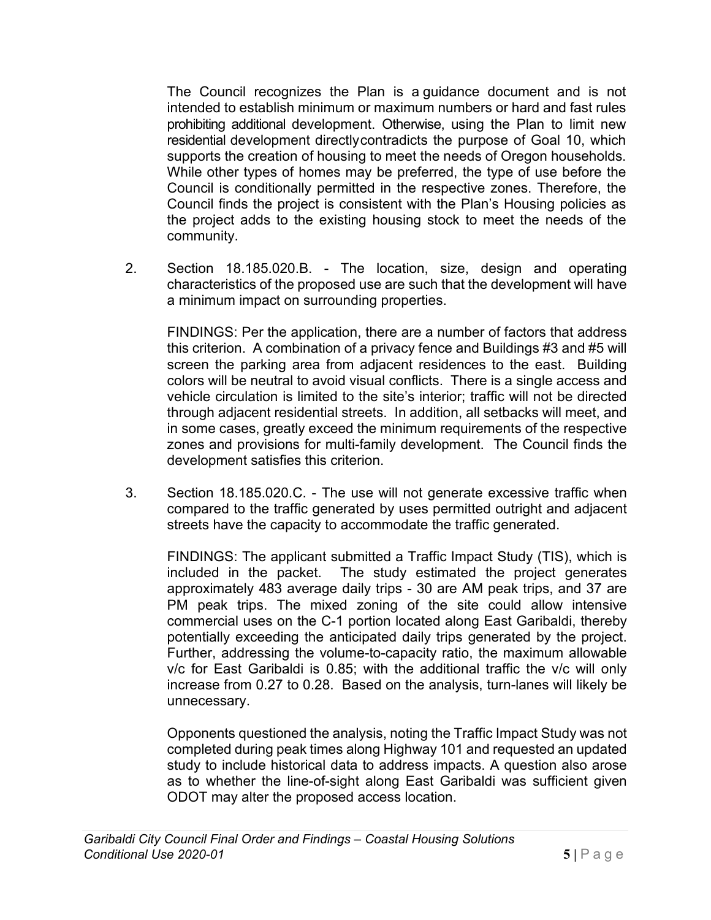The Council recognizes the Plan is a guidance document and is not intended to establish minimum or maximum numbers or hard and fast rules prohibiting additional development. Otherwise, using the Plan to limit new residential development directly contradicts the purpose of Goal 10, which supports the creation of housing to meet the needs of Oregon households. While other types of homes may be preferred, the type of use before the Council is conditionally permitted in the respective zones. Therefore, the Council finds the project is consistent with the Plan's Housing policies as the project adds to the existing housing stock to meet the needs of the community.

2. Section 18.185.020.B. - The location, size, design and operating characteristics of the proposed use are such that the development will have a minimum impact on surrounding properties.

   FINDINGS: Per the application, there are a number of factors that address this criterion. A combination of a privacy fence and Buildings #3 and #5 will screen the parking area from adjacent residences to the east. Building colors will be neutral to avoid visual conflicts. There is a single access and vehicle circulation is limited to the site's interior; traffic will not be directed through adjacent residential streets. In addition, all setbacks will meet, and in some cases, greatly exceed the minimum requirements of the respective zones and provisions for multi-family development. The Council finds the development satisfies this criterion.

3. Section 18.185.020.C. - The use will not generate excessive traffic when compared to the traffic generated by uses permitted outright and adjacent streets have the capacity to accommodate the traffic generated.

   FINDINGS: The applicant submitted a Traffic Impact Study (TIS), which is included in the packet. The study estimated the project generates approximately 483 average daily trips - 30 are AM peak trips, and 37 are PM peak trips. The mixed zoning of the site could allow intensive commercial uses on the C-1 portion located along East Garibaldi, thereby potentially exceeding the anticipated daily trips generated by the project. Further, addressing the volume-to-capacity ratio, the maximum allowable v/c for East Garibaldi is 0.85; with the additional traffic the v/c will only increase from 0.27 to 0.28. Based on the analysis, turn-lanes will likely be unnecessary.

   Opponents questioned the analysis, noting the Traffic Impact Study was not completed during peak times along Highway 101 and requested an updated study to include historical data to address impacts. A question also arose as to whether the line-of-sight along East Garibaldi was sufficient given ODOT may alter the proposed access location.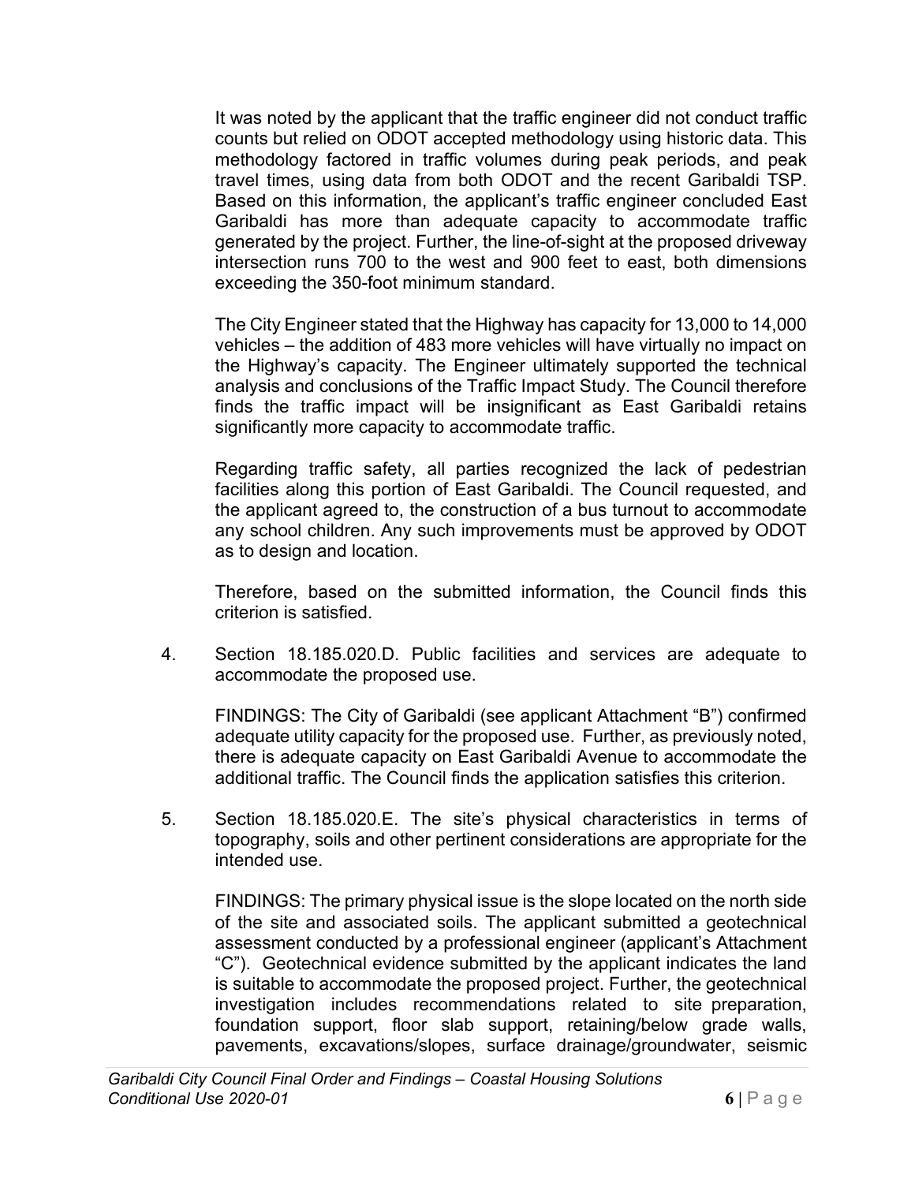It was noted by the applicant that the traffic engineer did not conduct traffic counts but relied on ODOT accepted methodology using historic data. This methodology factored in traffic volumes during peak periods, and peak travel times, using data from both ODOT and the recent Garibaldi TSP. Based on this information, the applicant's traffic engineer concluded East Garibaldi has more than adequate capacity to accommodate traffic generated by the project. Further, the line-of-sight at the proposed driveway intersection runs 700 to the west and 900 feet to east, both dimensions exceeding the 350-foot minimum standard.

The City Engineer stated that the Highway has capacity for 13,000 to 14,000 vehicles – the addition of 483 more vehicles will have virtually no impact on the Highway's capacity. The Engineer ultimately supported the technical analysis and conclusions of the Traffic Impact Study. The Council therefore finds the traffic impact will be insignificant as East Garibaldi retains significantly more capacity to accommodate traffic.

Regarding traffic safety, all parties recognized the lack of pedestrian facilities along this portion of East Garibaldi. The Council requested, and the applicant agreed to, the construction of a bus turnout to accommodate any school children. Any such improvements must be approved by ODOT as to design and location.

Therefore, based on the submitted information, the Council finds this criterion is satisfied.

4. Section 18.185.020.D. Public facilities and services are adequate to accommodate the proposed use.

   FINDINGS: The City of Garibaldi (see applicant Attachment "B") confirmed adequate utility capacity for the proposed use. Further, as previously noted, there is adequate capacity on East Garibaldi Avenue to accommodate the additional traffic. The Council finds the application satisfies this criterion.

5. Section 18.185.020.E. The site's physical characteristics in terms of topography, soils and other pertinent considerations are appropriate for the intended use.

   FINDINGS: The primary physical issue is the slope located on the north side of the site and associated soils. The applicant submitted a geotechnical assessment conducted by a professional engineer (applicant's Attachment "C"). Geotechnical evidence submitted by the applicant indicates the land is suitable to accommodate the proposed project. Further, the geotechnical investigation includes recommendations related to site preparation, foundation support, floor slab support, retaining/below grade walls, pavements, excavations/slopes, surface drainage/groundwater, seismic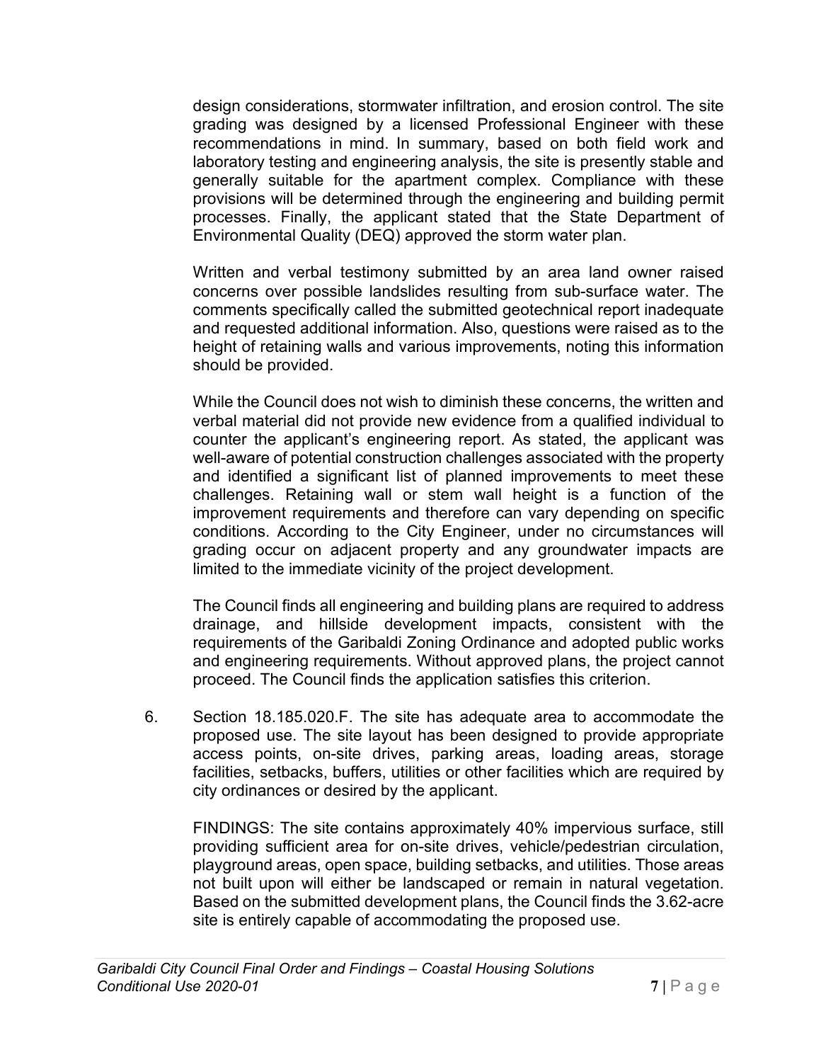design considerations, stormwater infiltration, and erosion control. The site grading was designed by a licensed Professional Engineer with these recommendations in mind. In summary, based on both field work and laboratory testing and engineering analysis, the site is presently stable and generally suitable for the apartment complex. Compliance with these provisions will be determined through the engineering and building permit processes. Finally, the applicant stated that the State Department of Environmental Quality (DEQ) approved the storm water plan.

Written and verbal testimony submitted by an area land owner raised concerns over possible landslides resulting from sub-surface water. The comments specifically called the submitted geotechnical report inadequate and requested additional information. Also, questions were raised as to the height of retaining walls and various improvements, noting this information should be provided.

While the Council does not wish to diminish these concerns, the written and verbal material did not provide new evidence from a qualified individual to counter the applicant's engineering report. As stated, the applicant was well-aware of potential construction challenges associated with the property and identified a significant list of planned improvements to meet these challenges. Retaining wall or stem wall height is a function of the improvement requirements and therefore can vary depending on specific conditions. According to the City Engineer, under no circumstances will grading occur on adjacent property and any groundwater impacts are limited to the immediate vicinity of the project development.

The Council finds all engineering and building plans are required to address drainage, and hillside development impacts, consistent with the requirements of the Garibaldi Zoning Ordinance and adopted public works and engineering requirements. Without approved plans, the project cannot proceed. The Council finds the application satisfies this criterion.

6. Section 18.185.020.F. The site has adequate area to accommodate the proposed use. The site layout has been designed to provide appropriate access points, on-site drives, parking areas, loading areas, storage facilities, setbacks, buffers, utilities or other facilities which are required by city ordinances or desired by the applicant.

   FINDINGS: The site contains approximately 40% impervious surface, still providing sufficient area for on-site drives, vehicle/pedestrian circulation, playground areas, open space, building setbacks, and utilities. Those areas not built upon will either be landscaped or remain in natural vegetation. Based on the submitted development plans, the Council finds the 3.62-acre site is entirely capable of accommodating the proposed use.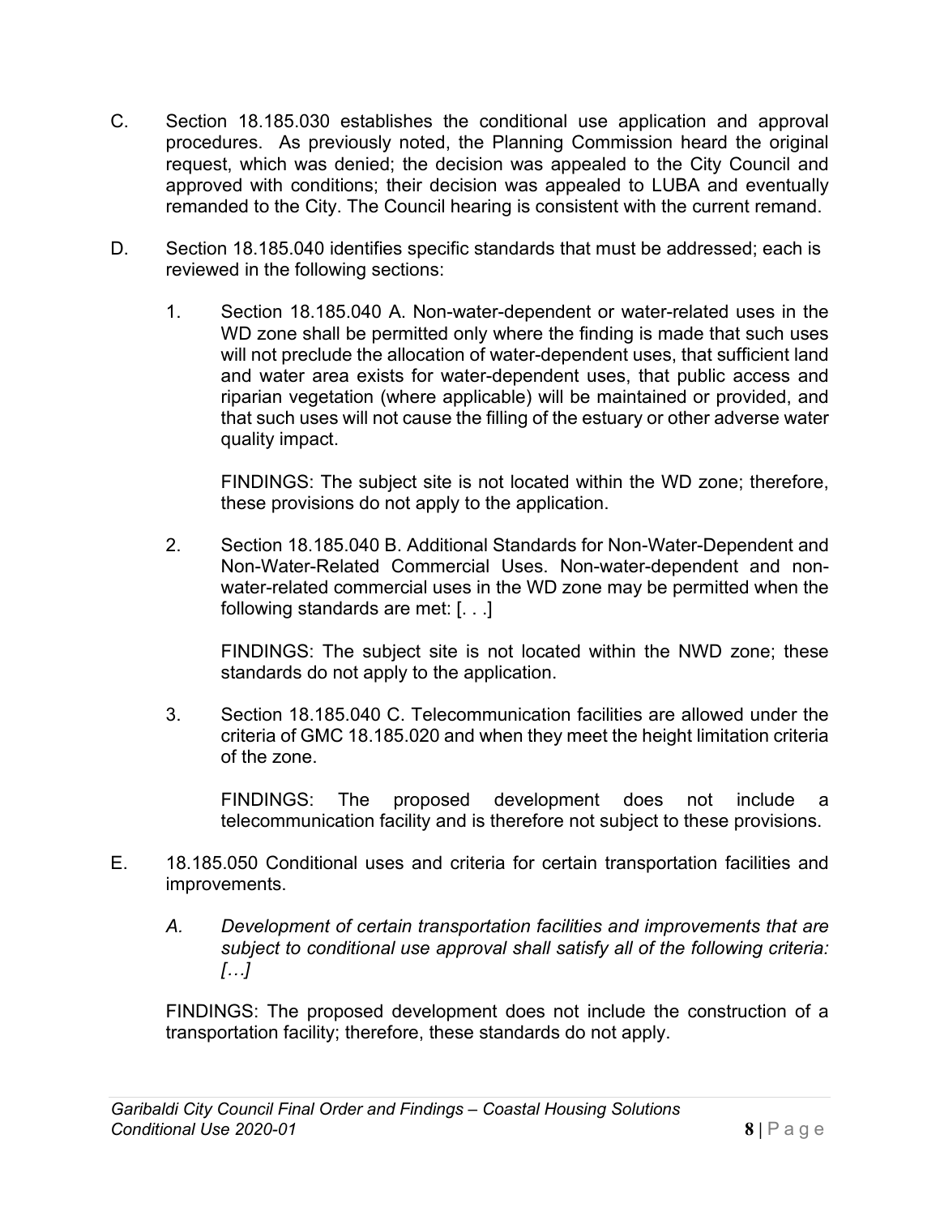C. Section 18.185.030 establishes the conditional use application and approval procedures. As previously noted, the Planning Commission heard the original request, which was denied; the decision was appealed to the City Council and approved with conditions; their decision was appealed to LUBA and eventually remanded to the City. The Council hearing is consistent with the current remand.

D. Section 18.185.040 identifies specific standards that must be addressed; each is reviewed in the following sections:

   1. Section 18.185.040 A. Non-water-dependent or water-related uses in the WD zone shall be permitted only where the finding is made that such uses will not preclude the allocation of water-dependent uses, that sufficient land and water area exists for water-dependent uses, that public access and riparian vegetation (where applicable) will be maintained or provided, and that such uses will not cause the filling of the estuary or other adverse water quality impact.

      FINDINGS: The subject site is not located within the WD zone; therefore, these provisions do not apply to the application.

   2. Section 18.185.040 B. Additional Standards for Non-Water-Dependent and Non-Water-Related Commercial Uses. Non-water-dependent and non-water-related commercial uses in the WD zone may be permitted when the following standards are met: [. . .]

      FINDINGS: The subject site is not located within the NWD zone; these standards do not apply to the application.

   3. Section 18.185.040 C. Telecommunication facilities are allowed under the criteria of GMC 18.185.020 and when they meet the height limitation criteria of the zone.

      FINDINGS: The proposed development does not include a telecommunication facility and is therefore not subject to these provisions.

E. 18.185.050 Conditional uses and criteria for certain transportation facilities and improvements.

   *A. Development of certain transportation facilities and improvements that are subject to conditional use approval shall satisfy all of the following criteria: […]*

   FINDINGS: The proposed development does not include the construction of a transportation facility; therefore, these standards do not apply.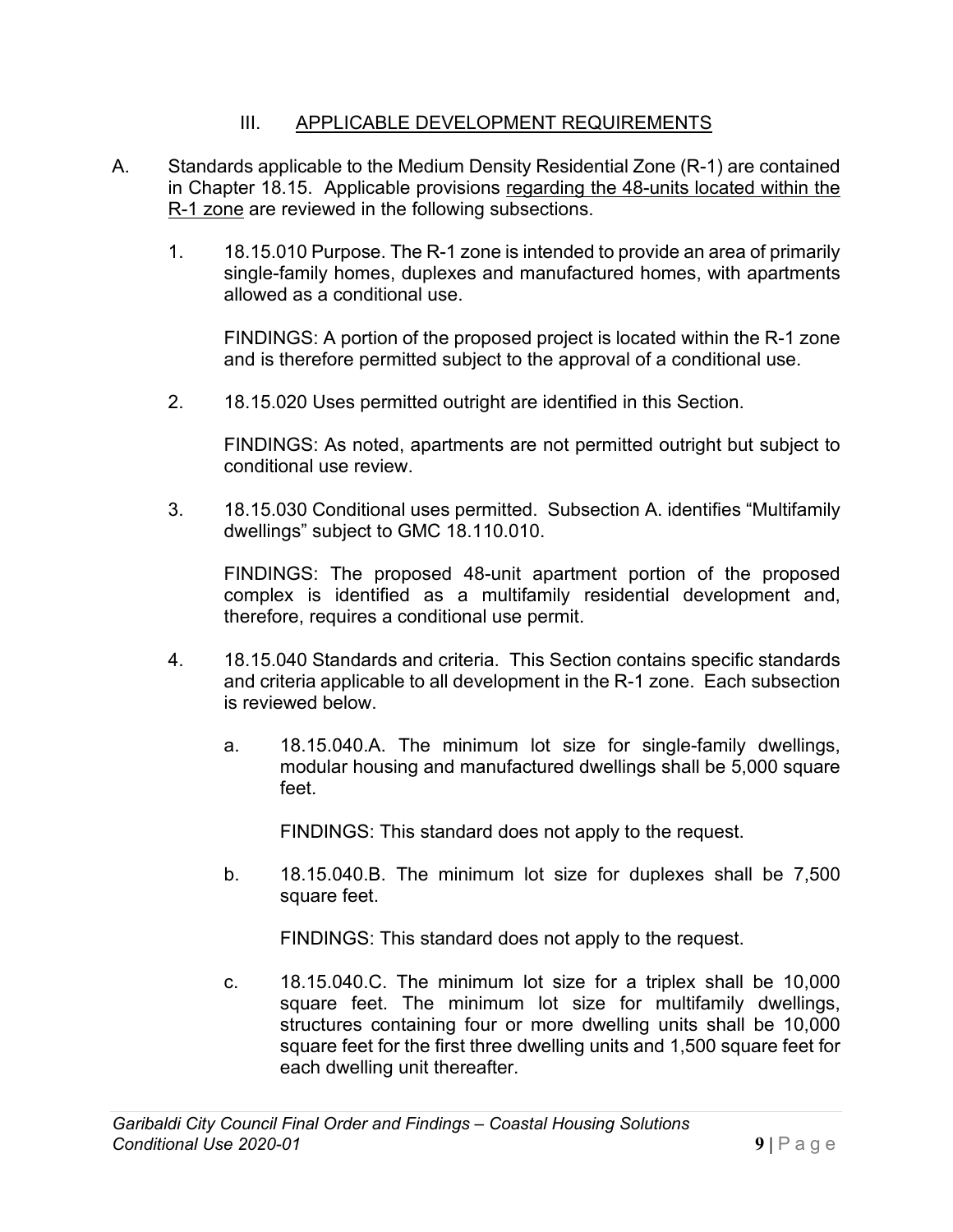## III. APPLICABLE DEVELOPMENT REQUIREMENTS

A. Standards applicable to the Medium Density Residential Zone (R-1) are contained in Chapter 18.15. Applicable provisions regarding the 48-units located within the R-1 zone are reviewed in the following subsections.

1. 18.15.010 Purpose. The R-1 zone is intended to provide an area of primarily single-family homes, duplexes and manufactured homes, with apartments allowed as a conditional use.

   FINDINGS: A portion of the proposed project is located within the R-1 zone and is therefore permitted subject to the approval of a conditional use.

2. 18.15.020 Uses permitted outright are identified in this Section.

   FINDINGS: As noted, apartments are not permitted outright but subject to conditional use review.

3. 18.15.030 Conditional uses permitted. Subsection A. identifies "Multifamily dwellings" subject to GMC 18.110.010.

   FINDINGS: The proposed 48-unit apartment portion of the proposed complex is identified as a multifamily residential development and, therefore, requires a conditional use permit.

4. 18.15.040 Standards and criteria. This Section contains specific standards and criteria applicable to all development in the R-1 zone. Each subsection is reviewed below.

   a. 18.15.040.A. The minimum lot size for single-family dwellings, modular housing and manufactured dwellings shall be 5,000 square feet.

      FINDINGS: This standard does not apply to the request.

   b. 18.15.040.B. The minimum lot size for duplexes shall be 7,500 square feet.

      FINDINGS: This standard does not apply to the request.

   c. 18.15.040.C. The minimum lot size for a triplex shall be 10,000 square feet. The minimum lot size for multifamily dwellings, structures containing four or more dwelling units shall be 10,000 square feet for the first three dwelling units and 1,500 square feet for each dwelling unit thereafter.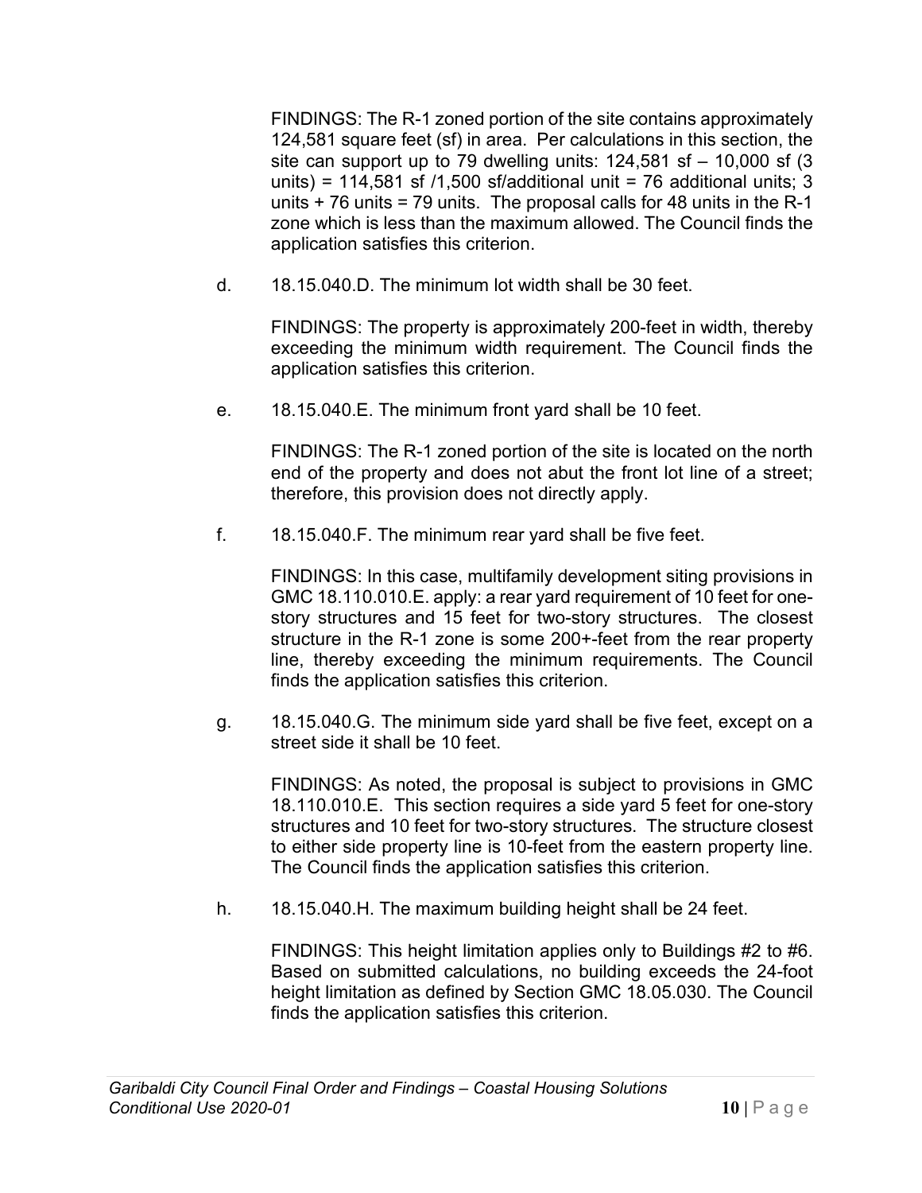FINDINGS: The R-1 zoned portion of the site contains approximately 124,581 square feet (sf) in area. Per calculations in this section, the site can support up to 79 dwelling units: 124,581 sf – 10,000 sf (3 units) = 114,581 sf /1,500 sf/additional unit = 76 additional units; 3 units + 76 units = 79 units. The proposal calls for 48 units in the R-1 zone which is less than the maximum allowed. The Council finds the application satisfies this criterion.

d. 18.15.040.D. The minimum lot width shall be 30 feet.

FINDINGS: The property is approximately 200-feet in width, thereby exceeding the minimum width requirement. The Council finds the application satisfies this criterion.

e. 18.15.040.E. The minimum front yard shall be 10 feet.

FINDINGS: The R-1 zoned portion of the site is located on the north end of the property and does not abut the front lot line of a street; therefore, this provision does not directly apply.

f. 18.15.040.F. The minimum rear yard shall be five feet.

FINDINGS: In this case, multifamily development siting provisions in GMC 18.110.010.E. apply: a rear yard requirement of 10 feet for one-story structures and 15 feet for two-story structures. The closest structure in the R-1 zone is some 200+-feet from the rear property line, thereby exceeding the minimum requirements. The Council finds the application satisfies this criterion.

g. 18.15.040.G. The minimum side yard shall be five feet, except on a street side it shall be 10 feet.

FINDINGS: As noted, the proposal is subject to provisions in GMC 18.110.010.E. This section requires a side yard 5 feet for one-story structures and 10 feet for two-story structures. The structure closest to either side property line is 10-feet from the eastern property line. The Council finds the application satisfies this criterion.

h. 18.15.040.H. The maximum building height shall be 24 feet.

FINDINGS: This height limitation applies only to Buildings #2 to #6. Based on submitted calculations, no building exceeds the 24-foot height limitation as defined by Section GMC 18.05.030. The Council finds the application satisfies this criterion.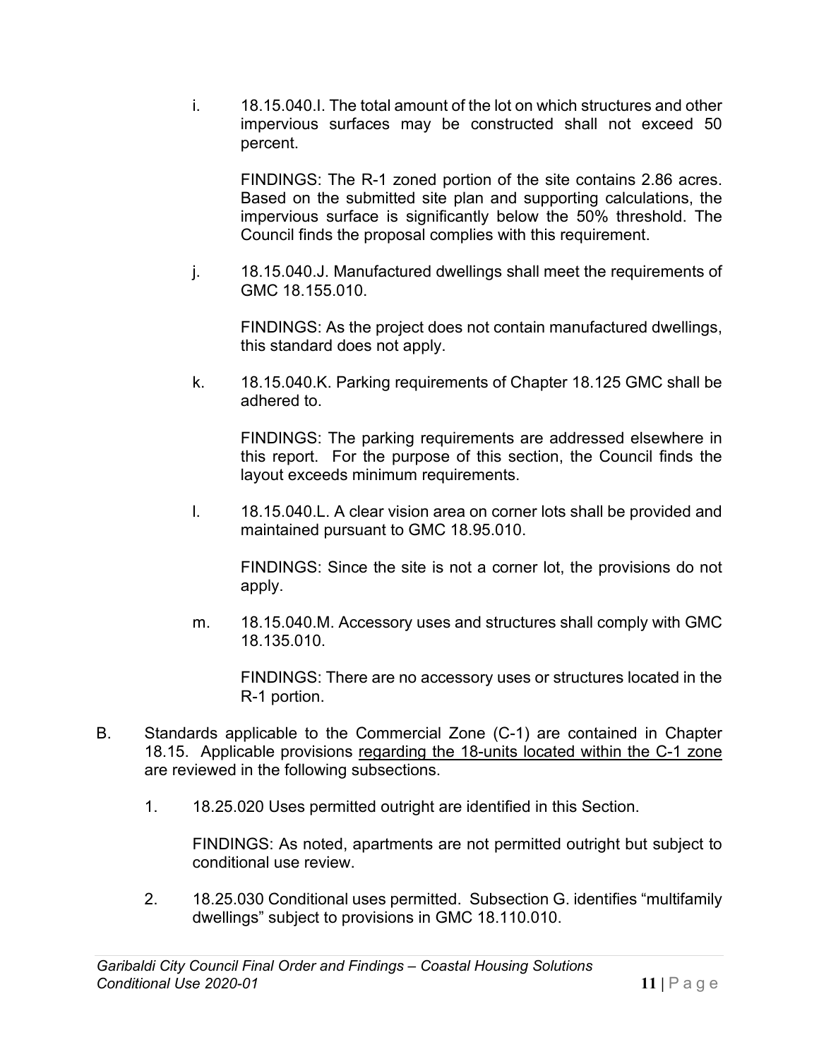i. 18.15.040.I. The total amount of the lot on which structures and other impervious surfaces may be constructed shall not exceed 50 percent.

FINDINGS: The R-1 zoned portion of the site contains 2.86 acres. Based on the submitted site plan and supporting calculations, the impervious surface is significantly below the 50% threshold. The Council finds the proposal complies with this requirement.

j. 18.15.040.J. Manufactured dwellings shall meet the requirements of GMC 18.155.010.

FINDINGS: As the project does not contain manufactured dwellings, this standard does not apply.

k. 18.15.040.K. Parking requirements of Chapter 18.125 GMC shall be adhered to.

FINDINGS: The parking requirements are addressed elsewhere in this report. For the purpose of this section, the Council finds the layout exceeds minimum requirements.

l. 18.15.040.L. A clear vision area on corner lots shall be provided and maintained pursuant to GMC 18.95.010.

FINDINGS: Since the site is not a corner lot, the provisions do not apply.

m. 18.15.040.M. Accessory uses and structures shall comply with GMC 18.135.010.

FINDINGS: There are no accessory uses or structures located in the R-1 portion.

B. Standards applicable to the Commercial Zone (C-1) are contained in Chapter 18.15. Applicable provisions <u>regarding the 18-units located within the C-1 zone</u> are reviewed in the following subsections.

1. 18.25.020 Uses permitted outright are identified in this Section.

   FINDINGS: As noted, apartments are not permitted outright but subject to conditional use review.

2. 18.25.030 Conditional uses permitted. Subsection G. identifies "multifamily dwellings" subject to provisions in GMC 18.110.010.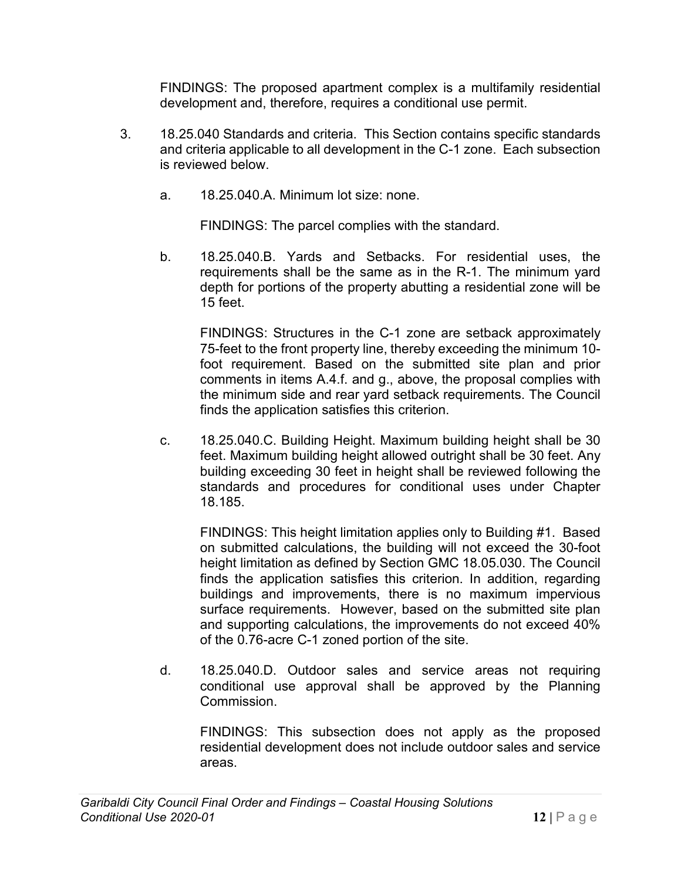FINDINGS: The proposed apartment complex is a multifamily residential development and, therefore, requires a conditional use permit.

3. 18.25.040 Standards and criteria. This Section contains specific standards and criteria applicable to all development in the C-1 zone. Each subsection is reviewed below.

   a. 18.25.040.A. Minimum lot size: none.

      FINDINGS: The parcel complies with the standard.

   b. 18.25.040.B. Yards and Setbacks. For residential uses, the requirements shall be the same as in the R-1. The minimum yard depth for portions of the property abutting a residential zone will be 15 feet.

      FINDINGS: Structures in the C-1 zone are setback approximately 75-feet to the front property line, thereby exceeding the minimum 10-foot requirement. Based on the submitted site plan and prior comments in items A.4.f. and g., above, the proposal complies with the minimum side and rear yard setback requirements. The Council finds the application satisfies this criterion.

   c. 18.25.040.C. Building Height. Maximum building height shall be 30 feet. Maximum building height allowed outright shall be 30 feet. Any building exceeding 30 feet in height shall be reviewed following the standards and procedures for conditional uses under Chapter 18.185.

      FINDINGS: This height limitation applies only to Building #1. Based on submitted calculations, the building will not exceed the 30-foot height limitation as defined by Section GMC 18.05.030. The Council finds the application satisfies this criterion. In addition, regarding buildings and improvements, there is no maximum impervious surface requirements. However, based on the submitted site plan and supporting calculations, the improvements do not exceed 40% of the 0.76-acre C-1 zoned portion of the site.

   d. 18.25.040.D. Outdoor sales and service areas not requiring conditional use approval shall be approved by the Planning Commission.

      FINDINGS: This subsection does not apply as the proposed residential development does not include outdoor sales and service areas.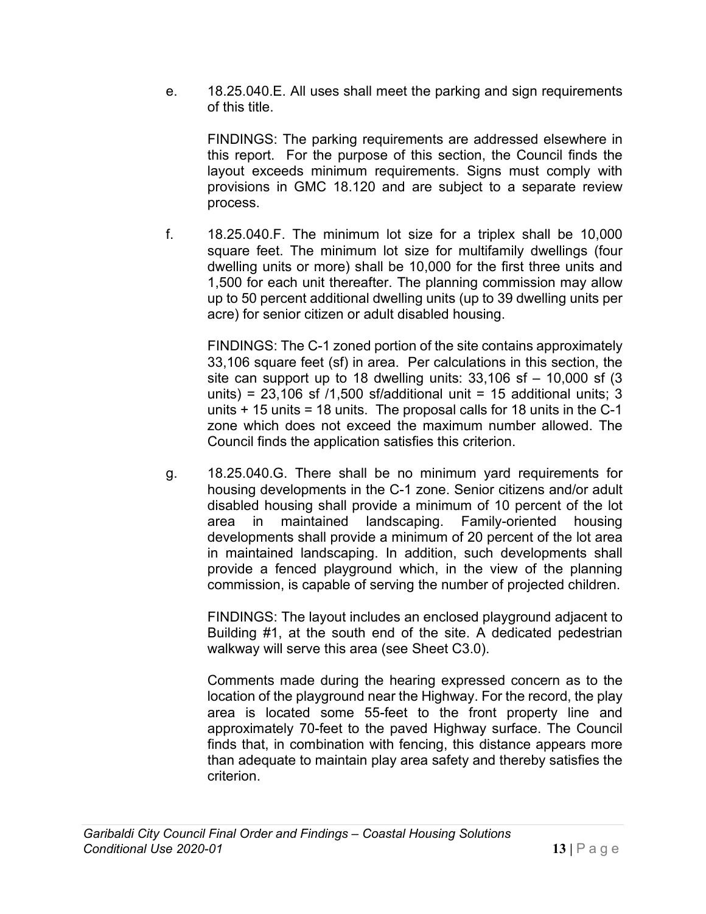e. 18.25.040.E. All uses shall meet the parking and sign requirements of this title.

   FINDINGS: The parking requirements are addressed elsewhere in this report. For the purpose of this section, the Council finds the layout exceeds minimum requirements. Signs must comply with provisions in GMC 18.120 and are subject to a separate review process.

f. 18.25.040.F. The minimum lot size for a triplex shall be 10,000 square feet. The minimum lot size for multifamily dwellings (four dwelling units or more) shall be 10,000 for the first three units and 1,500 for each unit thereafter. The planning commission may allow up to 50 percent additional dwelling units (up to 39 dwelling units per acre) for senior citizen or adult disabled housing.

   FINDINGS: The C-1 zoned portion of the site contains approximately 33,106 square feet (sf) in area. Per calculations in this section, the site can support up to 18 dwelling units: 33,106 sf – 10,000 sf (3 units) = 23,106 sf /1,500 sf/additional unit = 15 additional units; 3 units + 15 units = 18 units. The proposal calls for 18 units in the C-1 zone which does not exceed the maximum number allowed. The Council finds the application satisfies this criterion.

g. 18.25.040.G. There shall be no minimum yard requirements for housing developments in the C-1 zone. Senior citizens and/or adult disabled housing shall provide a minimum of 10 percent of the lot area in maintained landscaping. Family-oriented housing developments shall provide a minimum of 20 percent of the lot area in maintained landscaping. In addition, such developments shall provide a fenced playground which, in the view of the planning commission, is capable of serving the number of projected children.

   FINDINGS: The layout includes an enclosed playground adjacent to Building #1, at the south end of the site. A dedicated pedestrian walkway will serve this area (see Sheet C3.0).

   Comments made during the hearing expressed concern as to the location of the playground near the Highway. For the record, the play area is located some 55-feet to the front property line and approximately 70-feet to the paved Highway surface. The Council finds that, in combination with fencing, this distance appears more than adequate to maintain play area safety and thereby satisfies the criterion.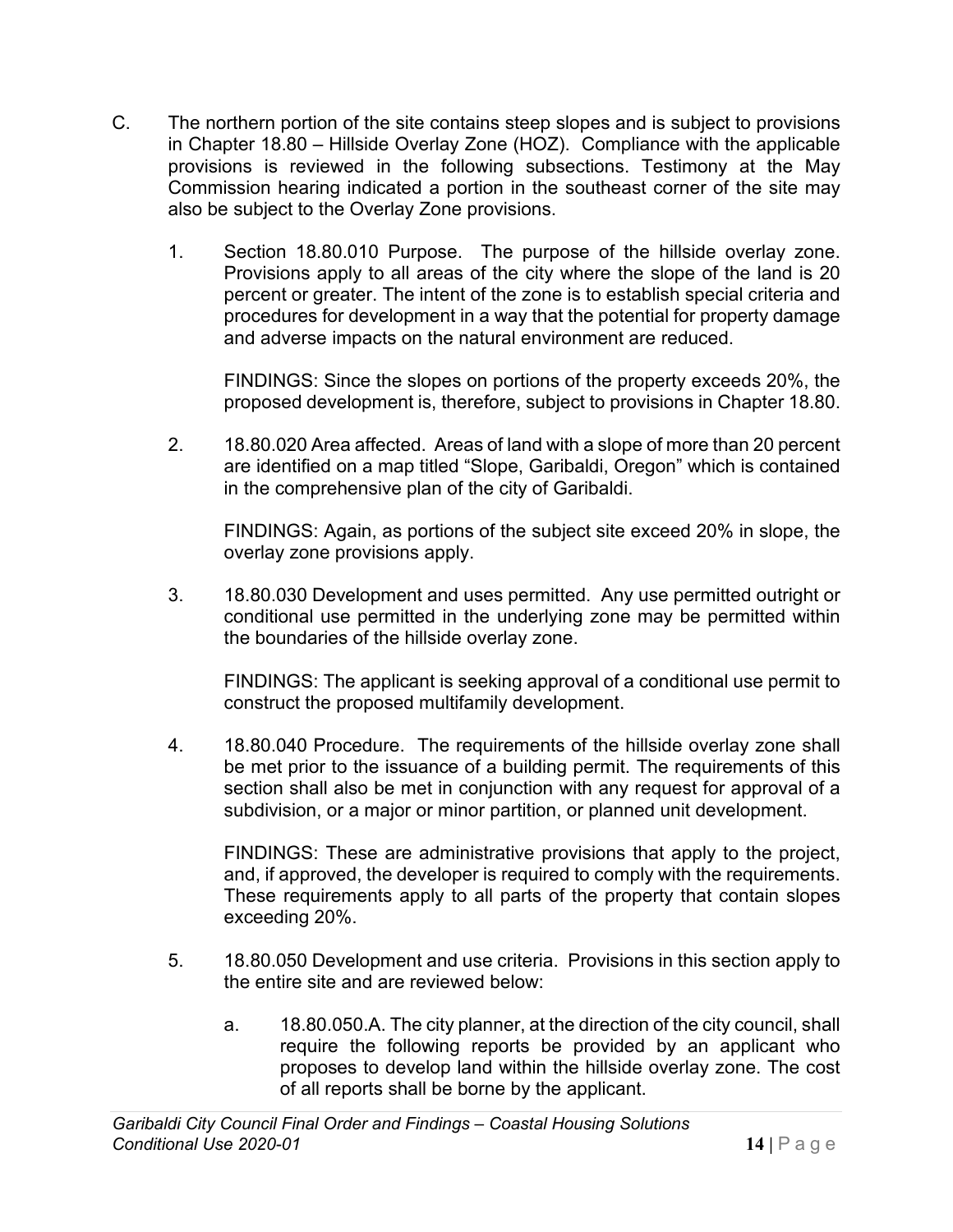C. The northern portion of the site contains steep slopes and is subject to provisions in Chapter 18.80 – Hillside Overlay Zone (HOZ). Compliance with the applicable provisions is reviewed in the following subsections. Testimony at the May Commission hearing indicated a portion in the southeast corner of the site may also be subject to the Overlay Zone provisions.

   1. Section 18.80.010 Purpose. The purpose of the hillside overlay zone. Provisions apply to all areas of the city where the slope of the land is 20 percent or greater. The intent of the zone is to establish special criteria and procedures for development in a way that the potential for property damage and adverse impacts on the natural environment are reduced.

      FINDINGS: Since the slopes on portions of the property exceeds 20%, the proposed development is, therefore, subject to provisions in Chapter 18.80.

   2. 18.80.020 Area affected. Areas of land with a slope of more than 20 percent are identified on a map titled "Slope, Garibaldi, Oregon" which is contained in the comprehensive plan of the city of Garibaldi.

      FINDINGS: Again, as portions of the subject site exceed 20% in slope, the overlay zone provisions apply.

   3. 18.80.030 Development and uses permitted. Any use permitted outright or conditional use permitted in the underlying zone may be permitted within the boundaries of the hillside overlay zone.

      FINDINGS: The applicant is seeking approval of a conditional use permit to construct the proposed multifamily development.

   4. 18.80.040 Procedure. The requirements of the hillside overlay zone shall be met prior to the issuance of a building permit. The requirements of this section shall also be met in conjunction with any request for approval of a subdivision, or a major or minor partition, or planned unit development.

      FINDINGS: These are administrative provisions that apply to the project, and, if approved, the developer is required to comply with the requirements. These requirements apply to all parts of the property that contain slopes exceeding 20%.

   5. 18.80.050 Development and use criteria. Provisions in this section apply to the entire site and are reviewed below:

      a. 18.80.050.A. The city planner, at the direction of the city council, shall require the following reports be provided by an applicant who proposes to develop land within the hillside overlay zone. The cost of all reports shall be borne by the applicant.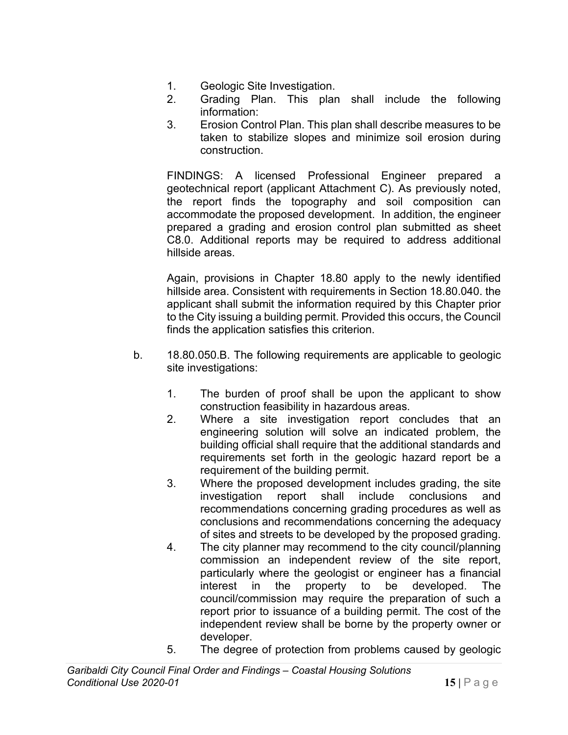1. Geologic Site Investigation.
2. Grading Plan. This plan shall include the following information:
3. Erosion Control Plan. This plan shall describe measures to be taken to stabilize slopes and minimize soil erosion during construction.

FINDINGS: A licensed Professional Engineer prepared a geotechnical report (applicant Attachment C). As previously noted, the report finds the topography and soil composition can accommodate the proposed development. In addition, the engineer prepared a grading and erosion control plan submitted as sheet C8.0. Additional reports may be required to address additional hillside areas.

Again, provisions in Chapter 18.80 apply to the newly identified hillside area. Consistent with requirements in Section 18.80.040. the applicant shall submit the information required by this Chapter prior to the City issuing a building permit. Provided this occurs, the Council finds the application satisfies this criterion.

b. 18.80.050.B. The following requirements are applicable to geologic site investigations:

   1. The burden of proof shall be upon the applicant to show construction feasibility in hazardous areas.
   2. Where a site investigation report concludes that an engineering solution will solve an indicated problem, the building official shall require that the additional standards and requirements set forth in the geologic hazard report be a requirement of the building permit.
   3. Where the proposed development includes grading, the site investigation report shall include conclusions and recommendations concerning grading procedures as well as conclusions and recommendations concerning the adequacy of sites and streets to be developed by the proposed grading.
   4. The city planner may recommend to the city council/planning commission an independent review of the site report, particularly where the geologist or engineer has a financial interest in the property to be developed. The council/commission may require the preparation of such a report prior to issuance of a building permit. The cost of the independent review shall be borne by the property owner or developer.
   5. The degree of protection from problems caused by geologic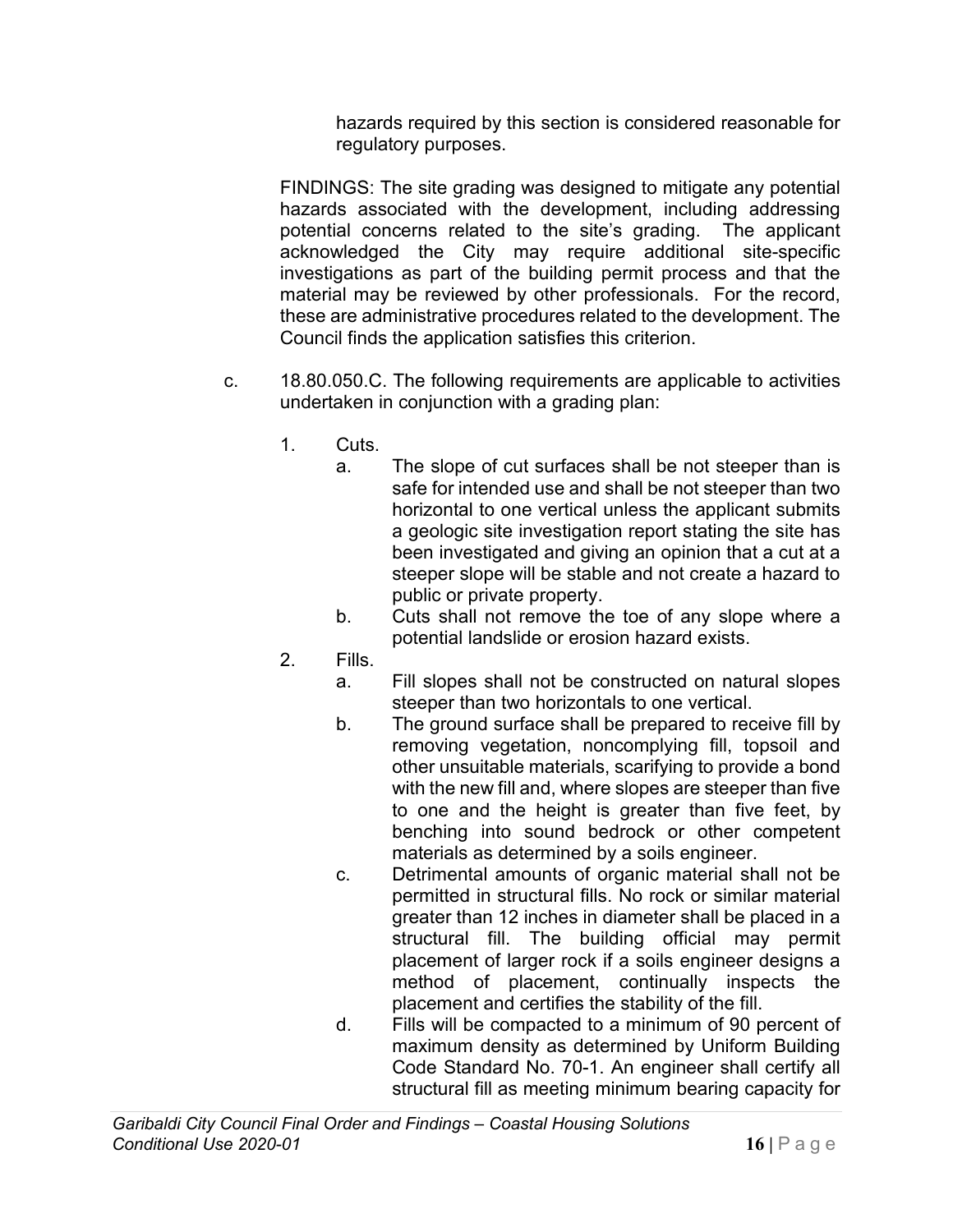hazards required by this section is considered reasonable for regulatory purposes.

FINDINGS: The site grading was designed to mitigate any potential hazards associated with the development, including addressing potential concerns related to the site's grading. The applicant acknowledged the City may require additional site-specific investigations as part of the building permit process and that the material may be reviewed by other professionals. For the record, these are administrative procedures related to the development. The Council finds the application satisfies this criterion.

c. 18.80.050.C. The following requirements are applicable to activities undertaken in conjunction with a grading plan:

1. Cuts.
   a. The slope of cut surfaces shall be not steeper than is safe for intended use and shall be not steeper than two horizontal to one vertical unless the applicant submits a geologic site investigation report stating the site has been investigated and giving an opinion that a cut at a steeper slope will be stable and not create a hazard to public or private property.
   b. Cuts shall not remove the toe of any slope where a potential landslide or erosion hazard exists.
2. Fills.
   a. Fill slopes shall not be constructed on natural slopes steeper than two horizontals to one vertical.
   b. The ground surface shall be prepared to receive fill by removing vegetation, noncomplying fill, topsoil and other unsuitable materials, scarifying to provide a bond with the new fill and, where slopes are steeper than five to one and the height is greater than five feet, by benching into sound bedrock or other competent materials as determined by a soils engineer.
   c. Detrimental amounts of organic material shall not be permitted in structural fills. No rock or similar material greater than 12 inches in diameter shall be placed in a structural fill. The building official may permit placement of larger rock if a soils engineer designs a method of placement, continually inspects the placement and certifies the stability of the fill.
   d. Fills will be compacted to a minimum of 90 percent of maximum density as determined by Uniform Building Code Standard No. 70-1. An engineer shall certify all structural fill as meeting minimum bearing capacity for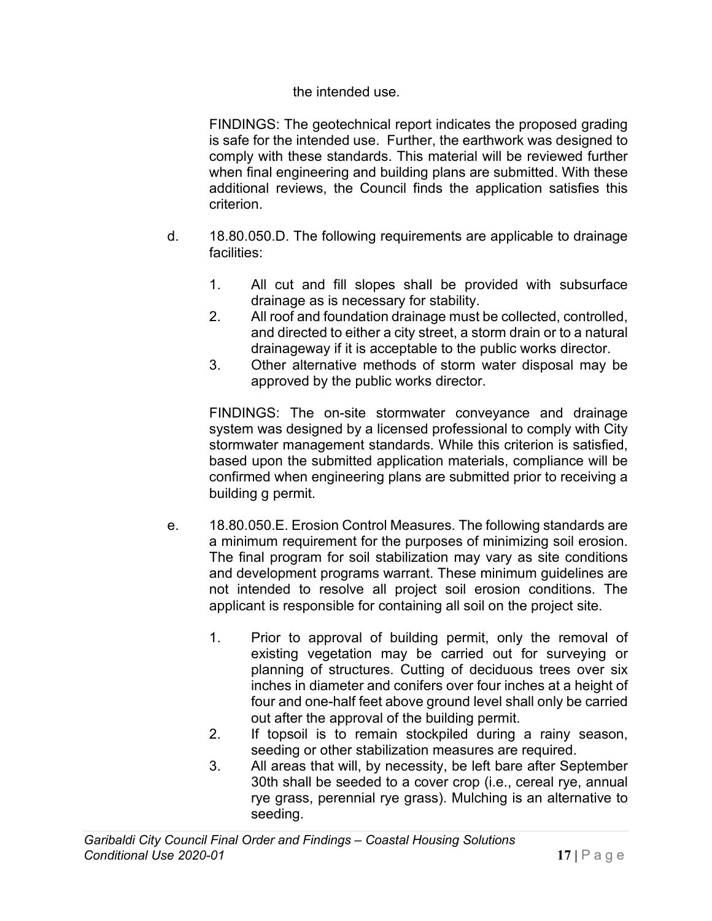the intended use.

FINDINGS: The geotechnical report indicates the proposed grading is safe for the intended use. Further, the earthwork was designed to comply with these standards. This material will be reviewed further when final engineering and building plans are submitted. With these additional reviews, the Council finds the application satisfies this criterion.

d. 18.80.050.D. The following requirements are applicable to drainage facilities:

   1. All cut and fill slopes shall be provided with subsurface drainage as is necessary for stability.
   2. All roof and foundation drainage must be collected, controlled, and directed to either a city street, a storm drain or to a natural drainageway if it is acceptable to the public works director.
   3. Other alternative methods of storm water disposal may be approved by the public works director.

   FINDINGS: The on-site stormwater conveyance and drainage system was designed by a licensed professional to comply with City stormwater management standards. While this criterion is satisfied, based upon the submitted application materials, compliance will be confirmed when engineering plans are submitted prior to receiving a building g permit.

e. 18.80.050.E. Erosion Control Measures. The following standards are a minimum requirement for the purposes of minimizing soil erosion. The final program for soil stabilization may vary as site conditions and development programs warrant. These minimum guidelines are not intended to resolve all project soil erosion conditions. The applicant is responsible for containing all soil on the project site.

   1. Prior to approval of building permit, only the removal of existing vegetation may be carried out for surveying or planning of structures. Cutting of deciduous trees over six inches in diameter and conifers over four inches at a height of four and one-half feet above ground level shall only be carried out after the approval of the building permit.
   2. If topsoil is to remain stockpiled during a rainy season, seeding or other stabilization measures are required.
   3. All areas that will, by necessity, be left bare after September 30th shall be seeded to a cover crop (i.e., cereal rye, annual rye grass, perennial rye grass). Mulching is an alternative to seeding.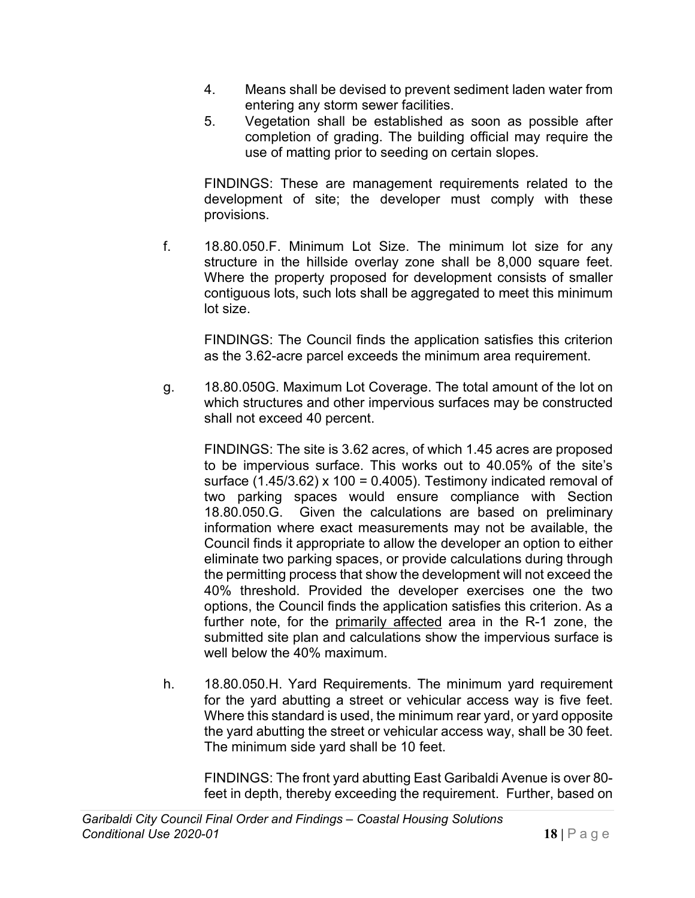4. Means shall be devised to prevent sediment laden water from entering any storm sewer facilities.
5. Vegetation shall be established as soon as possible after completion of grading. The building official may require the use of matting prior to seeding on certain slopes.

FINDINGS: These are management requirements related to the development of site; the developer must comply with these provisions.

f. 18.80.050.F. Minimum Lot Size. The minimum lot size for any structure in the hillside overlay zone shall be 8,000 square feet. Where the property proposed for development consists of smaller contiguous lots, such lots shall be aggregated to meet this minimum lot size.

FINDINGS: The Council finds the application satisfies this criterion as the 3.62-acre parcel exceeds the minimum area requirement.

g. 18.80.050G. Maximum Lot Coverage. The total amount of the lot on which structures and other impervious surfaces may be constructed shall not exceed 40 percent.

FINDINGS: The site is 3.62 acres, of which 1.45 acres are proposed to be impervious surface. This works out to 40.05% of the site's surface $(1.45/3.62) \times 100 = 0.4005$). Testimony indicated removal of two parking spaces would ensure compliance with Section 18.80.050.G. Given the calculations are based on preliminary information where exact measurements may not be available, the Council finds it appropriate to allow the developer an option to either eliminate two parking spaces, or provide calculations during through the permitting process that show the development will not exceed the 40% threshold. Provided the developer exercises one the two options, the Council finds the application satisfies this criterion. As a further note, for the <u>primarily affected</u> area in the R-1 zone, the submitted site plan and calculations show the impervious surface is well below the 40% maximum.

h. 18.80.050.H. Yard Requirements. The minimum yard requirement for the yard abutting a street or vehicular access way is five feet. Where this standard is used, the minimum rear yard, or yard opposite the yard abutting the street or vehicular access way, shall be 30 feet. The minimum side yard shall be 10 feet.

FINDINGS: The front yard abutting East Garibaldi Avenue is over 80-feet in depth, thereby exceeding the requirement. Further, based on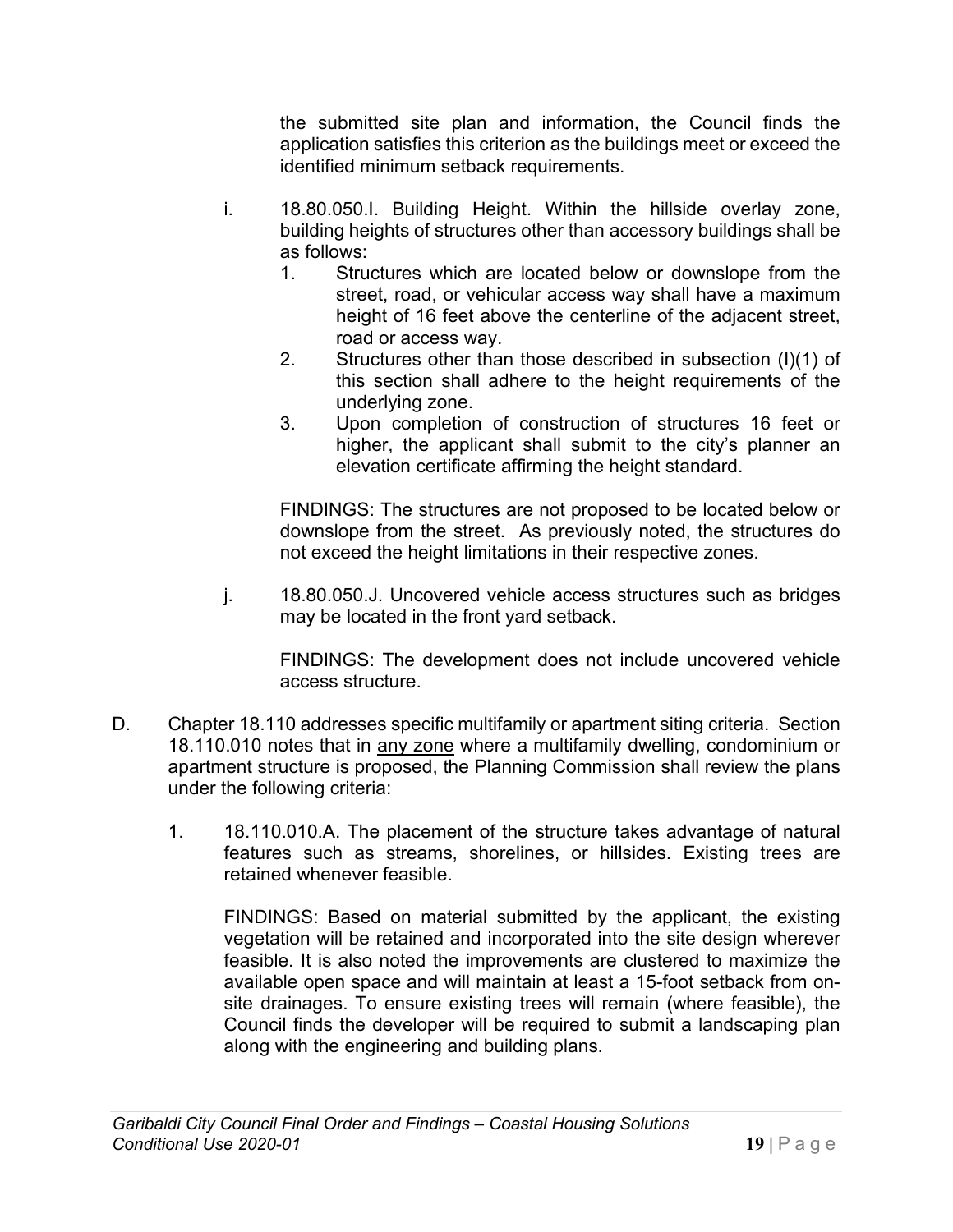the submitted site plan and information, the Council finds the application satisfies this criterion as the buildings meet or exceed the identified minimum setback requirements.

i. 18.80.050.I. Building Height. Within the hillside overlay zone, building heights of structures other than accessory buildings shall be as follows:
   1. Structures which are located below or downslope from the street, road, or vehicular access way shall have a maximum height of 16 feet above the centerline of the adjacent street, road or access way.
   2. Structures other than those described in subsection (I)(1) of this section shall adhere to the height requirements of the underlying zone.
   3. Upon completion of construction of structures 16 feet or higher, the applicant shall submit to the city's planner an elevation certificate affirming the height standard.

   FINDINGS: The structures are not proposed to be located below or downslope from the street. As previously noted, the structures do not exceed the height limitations in their respective zones.

j. 18.80.050.J. Uncovered vehicle access structures such as bridges may be located in the front yard setback.

   FINDINGS: The development does not include uncovered vehicle access structure.

D. Chapter 18.110 addresses specific multifamily or apartment siting criteria. Section 18.110.010 notes that in <u>any zone</u> where a multifamily dwelling, condominium or apartment structure is proposed, the Planning Commission shall review the plans under the following criteria:

   1. 18.110.010.A. The placement of the structure takes advantage of natural features such as streams, shorelines, or hillsides. Existing trees are retained whenever feasible.

      FINDINGS: Based on material submitted by the applicant, the existing vegetation will be retained and incorporated into the site design wherever feasible. It is also noted the improvements are clustered to maximize the available open space and will maintain at least a 15-foot setback from on-site drainages. To ensure existing trees will remain (where feasible), the Council finds the developer will be required to submit a landscaping plan along with the engineering and building plans.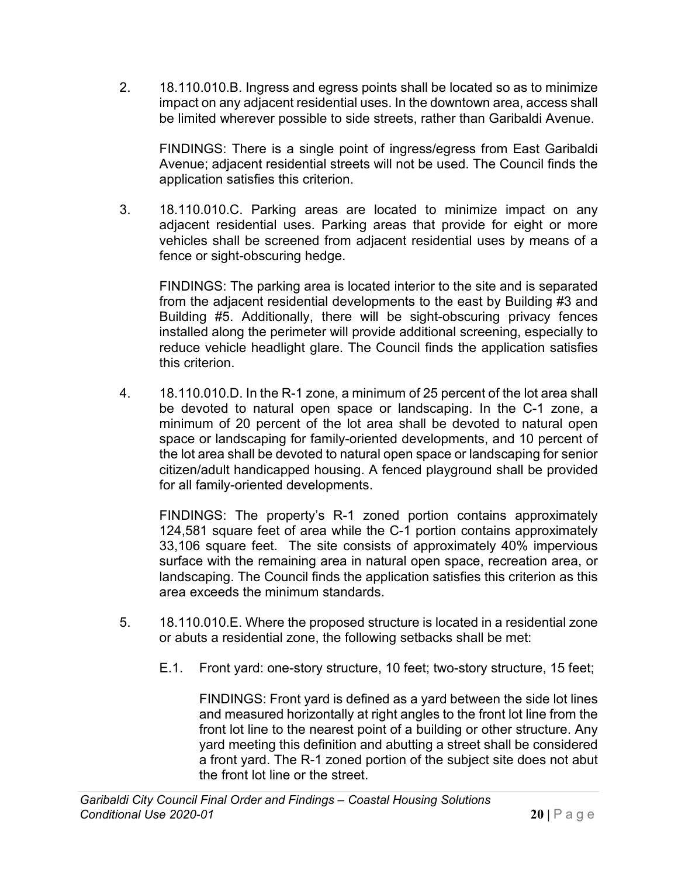2. 18.110.010.B. Ingress and egress points shall be located so as to minimize impact on any adjacent residential uses. In the downtown area, access shall be limited wherever possible to side streets, rather than Garibaldi Avenue.

   FINDINGS: There is a single point of ingress/egress from East Garibaldi Avenue; adjacent residential streets will not be used. The Council finds the application satisfies this criterion.

3. 18.110.010.C. Parking areas are located to minimize impact on any adjacent residential uses. Parking areas that provide for eight or more vehicles shall be screened from adjacent residential uses by means of a fence or sight-obscuring hedge.

   FINDINGS: The parking area is located interior to the site and is separated from the adjacent residential developments to the east by Building #3 and Building #5. Additionally, there will be sight-obscuring privacy fences installed along the perimeter will provide additional screening, especially to reduce vehicle headlight glare. The Council finds the application satisfies this criterion.

4. 18.110.010.D. In the R-1 zone, a minimum of 25 percent of the lot area shall be devoted to natural open space or landscaping. In the C-1 zone, a minimum of 20 percent of the lot area shall be devoted to natural open space or landscaping for family-oriented developments, and 10 percent of the lot area shall be devoted to natural open space or landscaping for senior citizen/adult handicapped housing. A fenced playground shall be provided for all family-oriented developments.

   FINDINGS: The property's R-1 zoned portion contains approximately 124,581 square feet of area while the C-1 portion contains approximately 33,106 square feet. The site consists of approximately 40% impervious surface with the remaining area in natural open space, recreation area, or landscaping. The Council finds the application satisfies this criterion as this area exceeds the minimum standards.

5. 18.110.010.E. Where the proposed structure is located in a residential zone or abuts a residential zone, the following setbacks shall be met:

   E.1. Front yard: one-story structure, 10 feet; two-story structure, 15 feet;

   FINDINGS: Front yard is defined as a yard between the side lot lines and measured horizontally at right angles to the front lot line from the front lot line to the nearest point of a building or other structure. Any yard meeting this definition and abutting a street shall be considered a front yard. The R-1 zoned portion of the subject site does not abut the front lot line or the street.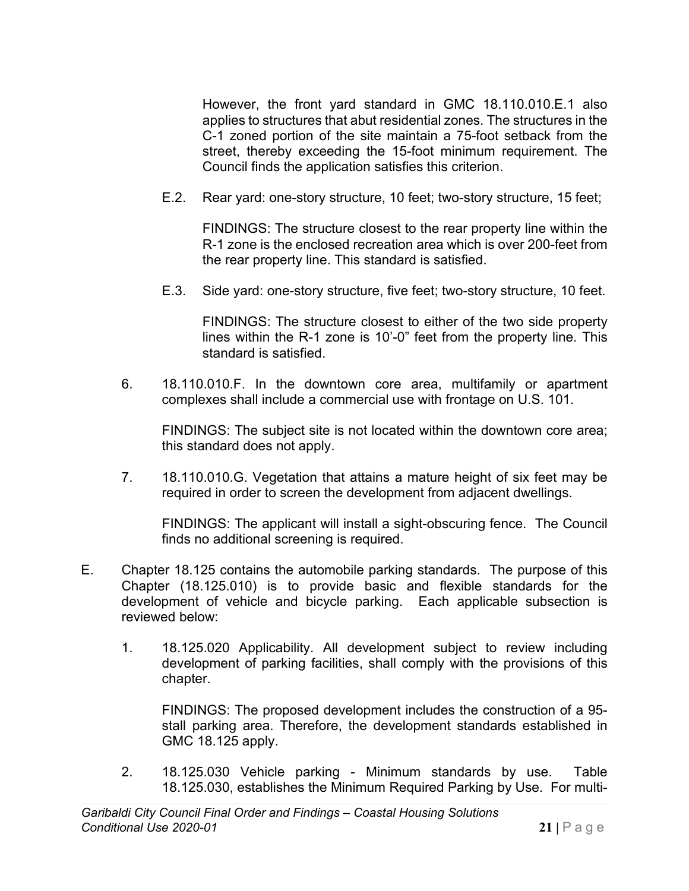However, the front yard standard in GMC 18.110.010.E.1 also applies to structures that abut residential zones. The structures in the C-1 zoned portion of the site maintain a 75-foot setback from the street, thereby exceeding the 15-foot minimum requirement. The Council finds the application satisfies this criterion.

E.2. Rear yard: one-story structure, 10 feet; two-story structure, 15 feet;

FINDINGS: The structure closest to the rear property line within the R-1 zone is the enclosed recreation area which is over 200-feet from the rear property line. This standard is satisfied.

E.3. Side yard: one-story structure, five feet; two-story structure, 10 feet.

FINDINGS: The structure closest to either of the two side property lines within the R-1 zone is 10'-0" feet from the property line. This standard is satisfied.

6. 18.110.010.F. In the downtown core area, multifamily or apartment complexes shall include a commercial use with frontage on U.S. 101.

   FINDINGS: The subject site is not located within the downtown core area; this standard does not apply.

7. 18.110.010.G. Vegetation that attains a mature height of six feet may be required in order to screen the development from adjacent dwellings.

   FINDINGS: The applicant will install a sight-obscuring fence. The Council finds no additional screening is required.

E. Chapter 18.125 contains the automobile parking standards. The purpose of this Chapter (18.125.010) is to provide basic and flexible standards for the development of vehicle and bicycle parking. Each applicable subsection is reviewed below:

1. 18.125.020 Applicability. All development subject to review including development of parking facilities, shall comply with the provisions of this chapter.

   FINDINGS: The proposed development includes the construction of a 95-stall parking area. Therefore, the development standards established in GMC 18.125 apply.

2. 18.125.030 Vehicle parking - Minimum standards by use. Table 18.125.030, establishes the Minimum Required Parking by Use. For multi-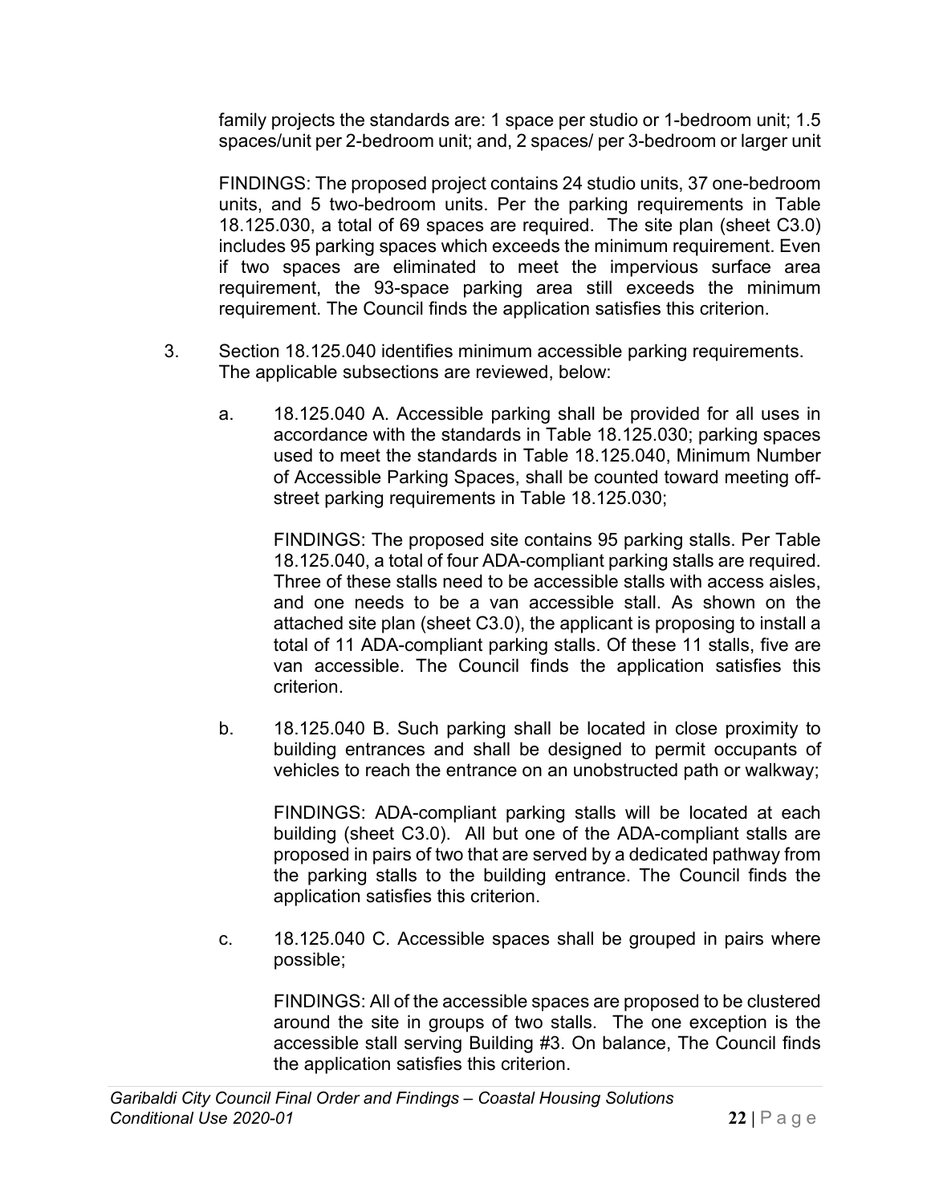family projects the standards are: 1 space per studio or 1-bedroom unit; 1.5 spaces/unit per 2-bedroom unit; and, 2 spaces/ per 3-bedroom or larger unit

FINDINGS: The proposed project contains 24 studio units, 37 one-bedroom units, and 5 two-bedroom units. Per the parking requirements in Table 18.125.030, a total of 69 spaces are required. The site plan (sheet C3.0) includes 95 parking spaces which exceeds the minimum requirement. Even if two spaces are eliminated to meet the impervious surface area requirement, the 93-space parking area still exceeds the minimum requirement. The Council finds the application satisfies this criterion.

3. Section 18.125.040 identifies minimum accessible parking requirements. The applicable subsections are reviewed, below:

   a. 18.125.040 A. Accessible parking shall be provided for all uses in accordance with the standards in Table 18.125.030; parking spaces used to meet the standards in Table 18.125.040, Minimum Number of Accessible Parking Spaces, shall be counted toward meeting off-street parking requirements in Table 18.125.030;

      FINDINGS: The proposed site contains 95 parking stalls. Per Table 18.125.040, a total of four ADA-compliant parking stalls are required. Three of these stalls need to be accessible stalls with access aisles, and one needs to be a van accessible stall. As shown on the attached site plan (sheet C3.0), the applicant is proposing to install a total of 11 ADA-compliant parking stalls. Of these 11 stalls, five are van accessible. The Council finds the application satisfies this criterion.

   b. 18.125.040 B. Such parking shall be located in close proximity to building entrances and shall be designed to permit occupants of vehicles to reach the entrance on an unobstructed path or walkway;

      FINDINGS: ADA-compliant parking stalls will be located at each building (sheet C3.0). All but one of the ADA-compliant stalls are proposed in pairs of two that are served by a dedicated pathway from the parking stalls to the building entrance. The Council finds the application satisfies this criterion.

   c. 18.125.040 C. Accessible spaces shall be grouped in pairs where possible;

      FINDINGS: All of the accessible spaces are proposed to be clustered around the site in groups of two stalls. The one exception is the accessible stall serving Building #3. On balance, The Council finds the application satisfies this criterion.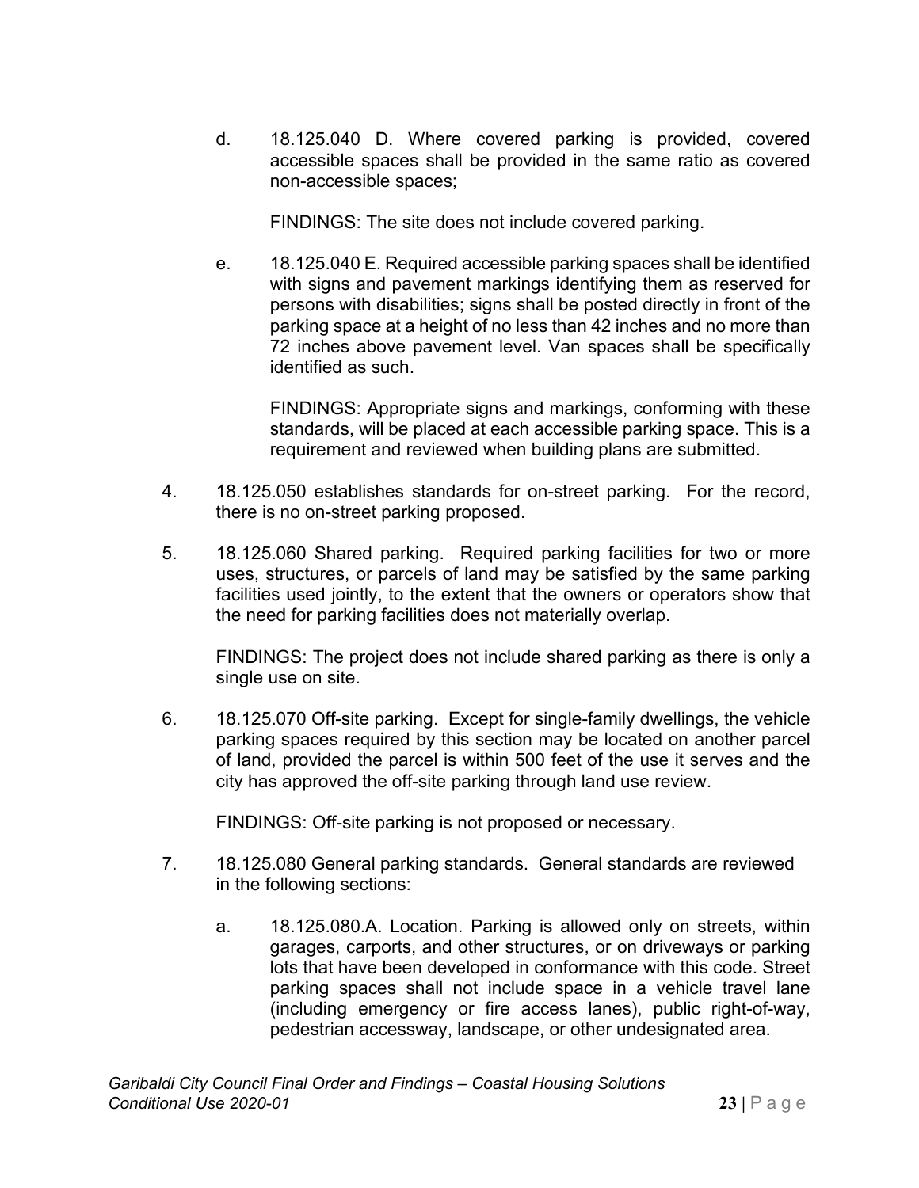d. 18.125.040 D. Where covered parking is provided, covered accessible spaces shall be provided in the same ratio as covered non-accessible spaces;

   FINDINGS: The site does not include covered parking.

e. 18.125.040 E. Required accessible parking spaces shall be identified with signs and pavement markings identifying them as reserved for persons with disabilities; signs shall be posted directly in front of the parking space at a height of no less than 42 inches and no more than 72 inches above pavement level. Van spaces shall be specifically identified as such.

   FINDINGS: Appropriate signs and markings, conforming with these standards, will be placed at each accessible parking space. This is a requirement and reviewed when building plans are submitted.

4. 18.125.050 establishes standards for on-street parking. For the record, there is no on-street parking proposed.

5. 18.125.060 Shared parking. Required parking facilities for two or more uses, structures, or parcels of land may be satisfied by the same parking facilities used jointly, to the extent that the owners or operators show that the need for parking facilities does not materially overlap.

   FINDINGS: The project does not include shared parking as there is only a single use on site.

6. 18.125.070 Off-site parking. Except for single-family dwellings, the vehicle parking spaces required by this section may be located on another parcel of land, provided the parcel is within 500 feet of the use it serves and the city has approved the off-site parking through land use review.

   FINDINGS: Off-site parking is not proposed or necessary.

7. 18.125.080 General parking standards. General standards are reviewed in the following sections:

   a. 18.125.080.A. Location. Parking is allowed only on streets, within garages, carports, and other structures, or on driveways or parking lots that have been developed in conformance with this code. Street parking spaces shall not include space in a vehicle travel lane (including emergency or fire access lanes), public right-of-way, pedestrian accessway, landscape, or other undesignated area.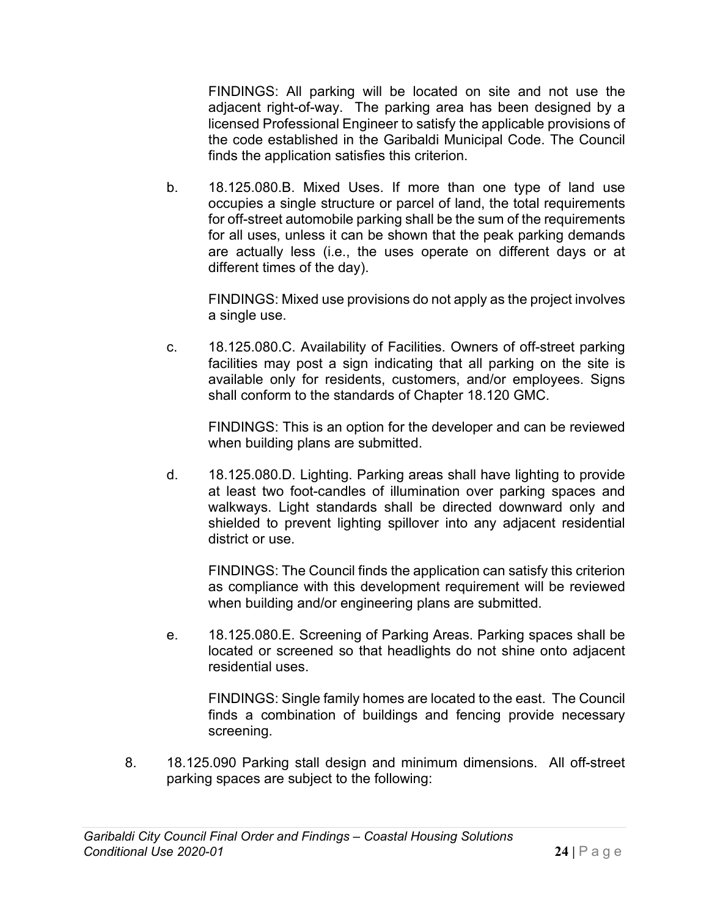FINDINGS: All parking will be located on site and not use the adjacent right-of-way. The parking area has been designed by a licensed Professional Engineer to satisfy the applicable provisions of the code established in the Garibaldi Municipal Code. The Council finds the application satisfies this criterion.

b. 18.125.080.B. Mixed Uses. If more than one type of land use occupies a single structure or parcel of land, the total requirements for off-street automobile parking shall be the sum of the requirements for all uses, unless it can be shown that the peak parking demands are actually less (i.e., the uses operate on different days or at different times of the day).

   FINDINGS: Mixed use provisions do not apply as the project involves a single use.

c. 18.125.080.C. Availability of Facilities. Owners of off-street parking facilities may post a sign indicating that all parking on the site is available only for residents, customers, and/or employees. Signs shall conform to the standards of Chapter 18.120 GMC.

   FINDINGS: This is an option for the developer and can be reviewed when building plans are submitted.

d. 18.125.080.D. Lighting. Parking areas shall have lighting to provide at least two foot-candles of illumination over parking spaces and walkways. Light standards shall be directed downward only and shielded to prevent lighting spillover into any adjacent residential district or use.

   FINDINGS: The Council finds the application can satisfy this criterion as compliance with this development requirement will be reviewed when building and/or engineering plans are submitted.

e. 18.125.080.E. Screening of Parking Areas. Parking spaces shall be located or screened so that headlights do not shine onto adjacent residential uses.

   FINDINGS: Single family homes are located to the east. The Council finds a combination of buildings and fencing provide necessary screening.

8. 18.125.090 Parking stall design and minimum dimensions. All off-street parking spaces are subject to the following: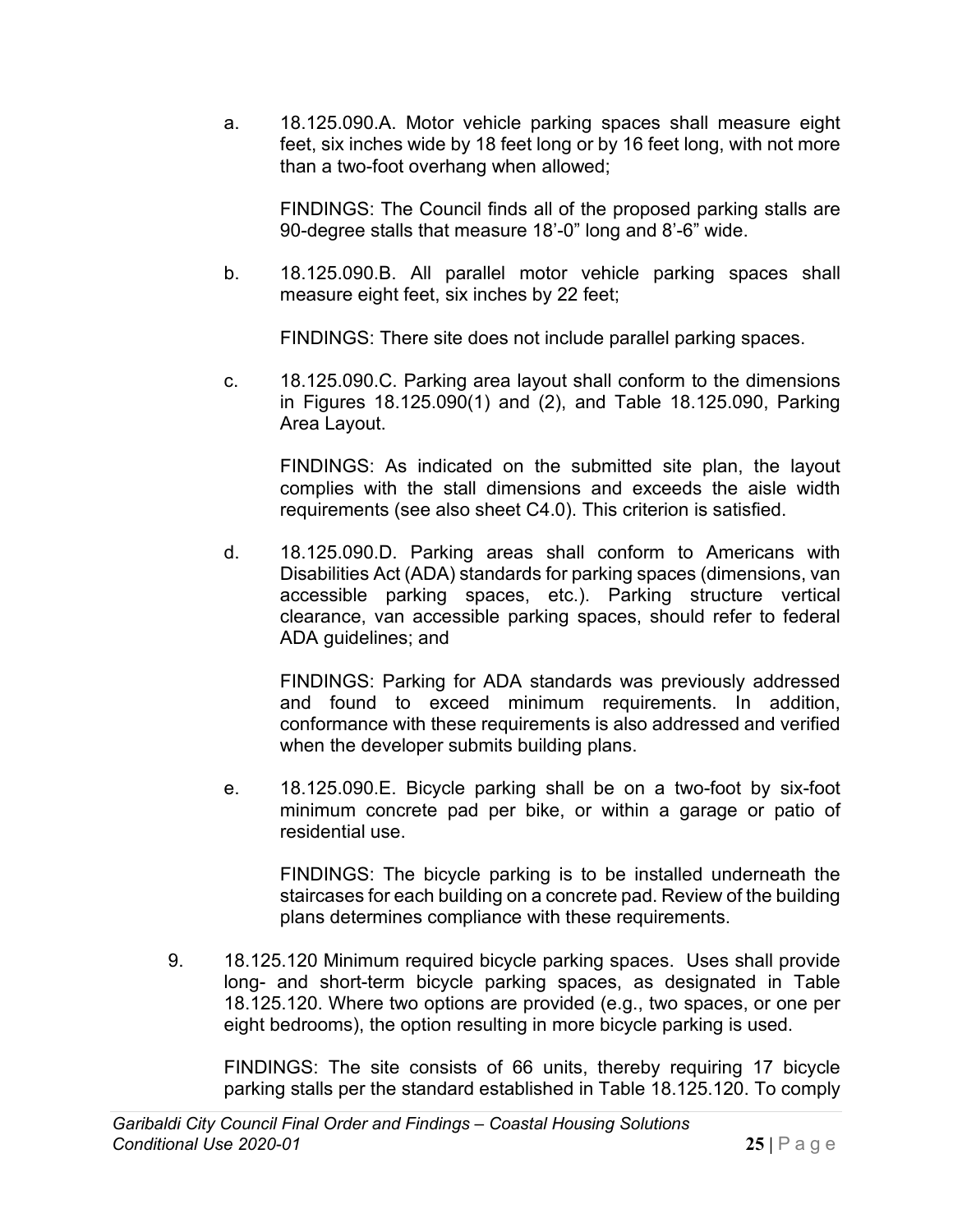a. 18.125.090.A. Motor vehicle parking spaces shall measure eight feet, six inches wide by 18 feet long or by 16 feet long, with not more than a two-foot overhang when allowed;

   FINDINGS: The Council finds all of the proposed parking stalls are 90-degree stalls that measure 18'-0" long and 8'-6" wide.

b. 18.125.090.B. All parallel motor vehicle parking spaces shall measure eight feet, six inches by 22 feet;

   FINDINGS: There site does not include parallel parking spaces.

c. 18.125.090.C. Parking area layout shall conform to the dimensions in Figures 18.125.090(1) and (2), and Table 18.125.090, Parking Area Layout.

   FINDINGS: As indicated on the submitted site plan, the layout complies with the stall dimensions and exceeds the aisle width requirements (see also sheet C4.0). This criterion is satisfied.

d. 18.125.090.D. Parking areas shall conform to Americans with Disabilities Act (ADA) standards for parking spaces (dimensions, van accessible parking spaces, etc.). Parking structure vertical clearance, van accessible parking spaces, should refer to federal ADA guidelines; and

   FINDINGS: Parking for ADA standards was previously addressed and found to exceed minimum requirements. In addition, conformance with these requirements is also addressed and verified when the developer submits building plans.

e. 18.125.090.E. Bicycle parking shall be on a two-foot by six-foot minimum concrete pad per bike, or within a garage or patio of residential use.

   FINDINGS: The bicycle parking is to be installed underneath the staircases for each building on a concrete pad. Review of the building plans determines compliance with these requirements.

9. 18.125.120 Minimum required bicycle parking spaces. Uses shall provide long- and short-term bicycle parking spaces, as designated in Table 18.125.120. Where two options are provided (e.g., two spaces, or one per eight bedrooms), the option resulting in more bicycle parking is used.

   FINDINGS: The site consists of 66 units, thereby requiring 17 bicycle parking stalls per the standard established in Table 18.125.120. To comply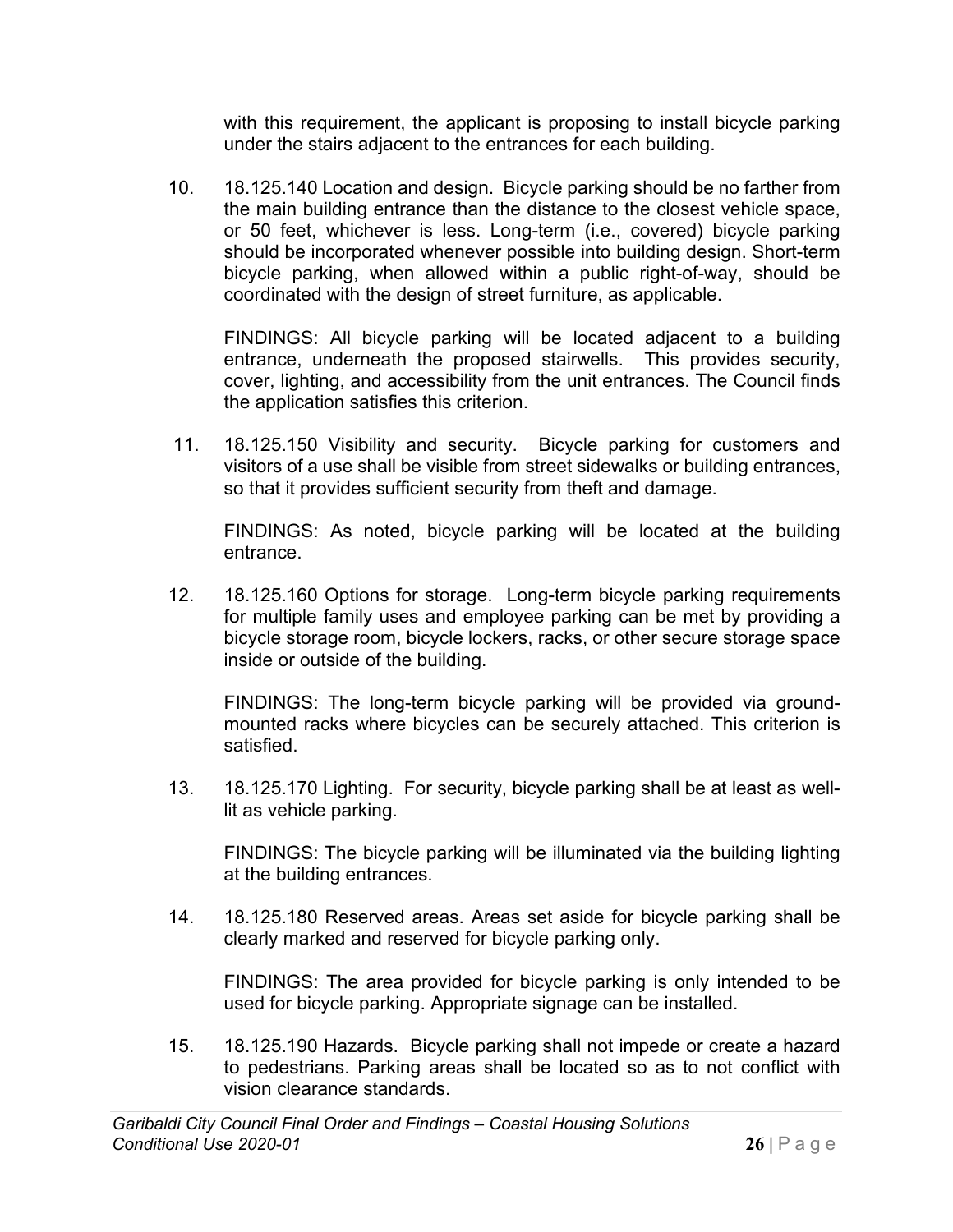with this requirement, the applicant is proposing to install bicycle parking under the stairs adjacent to the entrances for each building.

10. 18.125.140 Location and design. Bicycle parking should be no farther from the main building entrance than the distance to the closest vehicle space, or 50 feet, whichever is less. Long-term (i.e., covered) bicycle parking should be incorporated whenever possible into building design. Short-term bicycle parking, when allowed within a public right-of-way, should be coordinated with the design of street furniture, as applicable.

    FINDINGS: All bicycle parking will be located adjacent to a building entrance, underneath the proposed stairwells. This provides security, cover, lighting, and accessibility from the unit entrances. The Council finds the application satisfies this criterion.

11. 18.125.150 Visibility and security. Bicycle parking for customers and visitors of a use shall be visible from street sidewalks or building entrances, so that it provides sufficient security from theft and damage.

    FINDINGS: As noted, bicycle parking will be located at the building entrance.

12. 18.125.160 Options for storage. Long-term bicycle parking requirements for multiple family uses and employee parking can be met by providing a bicycle storage room, bicycle lockers, racks, or other secure storage space inside or outside of the building.

    FINDINGS: The long-term bicycle parking will be provided via ground-mounted racks where bicycles can be securely attached. This criterion is satisfied.

13. 18.125.170 Lighting. For security, bicycle parking shall be at least as well-lit as vehicle parking.

    FINDINGS: The bicycle parking will be illuminated via the building lighting at the building entrances.

14. 18.125.180 Reserved areas. Areas set aside for bicycle parking shall be clearly marked and reserved for bicycle parking only.

    FINDINGS: The area provided for bicycle parking is only intended to be used for bicycle parking. Appropriate signage can be installed.

15. 18.125.190 Hazards. Bicycle parking shall not impede or create a hazard to pedestrians. Parking areas shall be located so as to not conflict with vision clearance standards.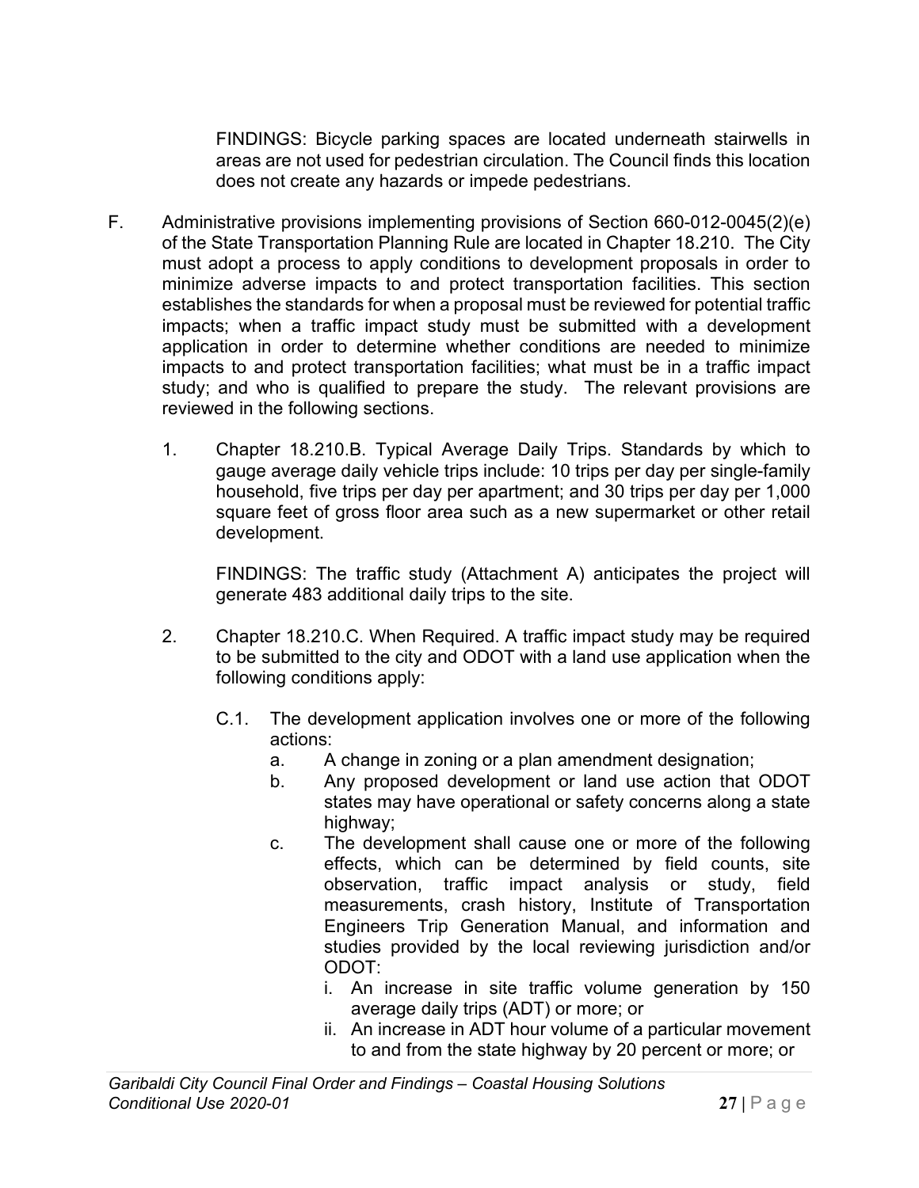FINDINGS: Bicycle parking spaces are located underneath stairwells in areas are not used for pedestrian circulation. The Council finds this location does not create any hazards or impede pedestrians.

F. Administrative provisions implementing provisions of Section 660-012-0045(2)(e) of the State Transportation Planning Rule are located in Chapter 18.210. The City must adopt a process to apply conditions to development proposals in order to minimize adverse impacts to and protect transportation facilities. This section establishes the standards for when a proposal must be reviewed for potential traffic impacts; when a traffic impact study must be submitted with a development application in order to determine whether conditions are needed to minimize impacts to and protect transportation facilities; what must be in a traffic impact study; and who is qualified to prepare the study. The relevant provisions are reviewed in the following sections.

1. Chapter 18.210.B. Typical Average Daily Trips. Standards by which to gauge average daily vehicle trips include: 10 trips per day per single-family household, five trips per day per apartment; and 30 trips per day per 1,000 square feet of gross floor area such as a new supermarket or other retail development.

   FINDINGS: The traffic study (Attachment A) anticipates the project will generate 483 additional daily trips to the site.

2. Chapter 18.210.C. When Required. A traffic impact study may be required to be submitted to the city and ODOT with a land use application when the following conditions apply:

   C.1. The development application involves one or more of the following actions:

   a. A change in zoning or a plan amendment designation;
   b. Any proposed development or land use action that ODOT states may have operational or safety concerns along a state highway;
   c. The development shall cause one or more of the following effects, which can be determined by field counts, site observation, traffic impact analysis or study, field measurements, crash history, Institute of Transportation Engineers Trip Generation Manual, and information and studies provided by the local reviewing jurisdiction and/or ODOT:
      i. An increase in site traffic volume generation by 150 average daily trips (ADT) or more; or
      ii. An increase in ADT hour volume of a particular movement to and from the state highway by 20 percent or more; or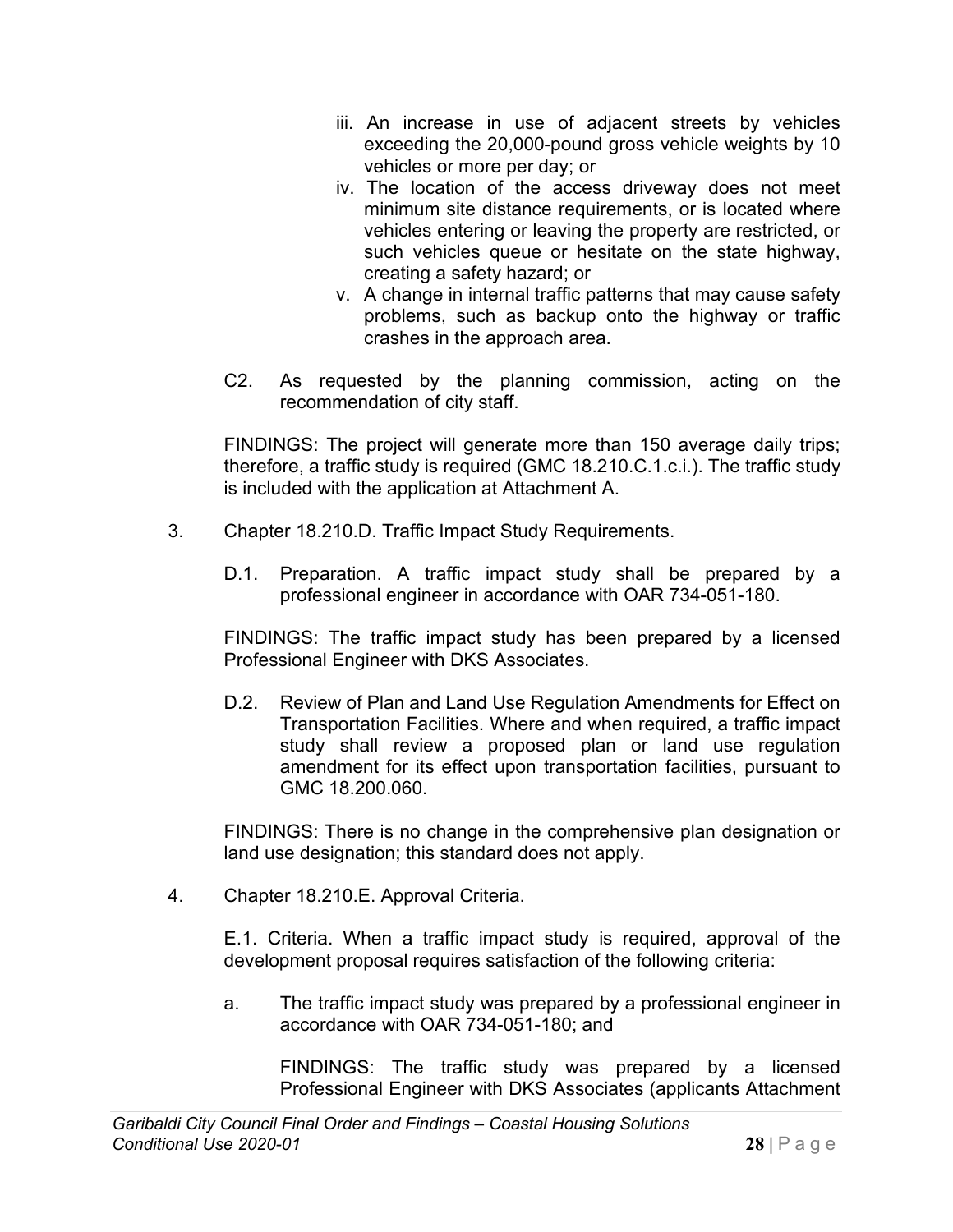iii. An increase in use of adjacent streets by vehicles exceeding the 20,000-pound gross vehicle weights by 10 vehicles or more per day; or

iv. The location of the access driveway does not meet minimum site distance requirements, or is located where vehicles entering or leaving the property are restricted, or such vehicles queue or hesitate on the state highway, creating a safety hazard; or

v. A change in internal traffic patterns that may cause safety problems, such as backup onto the highway or traffic crashes in the approach area.

C2. As requested by the planning commission, acting on the recommendation of city staff.

FINDINGS: The project will generate more than 150 average daily trips; therefore, a traffic study is required (GMC 18.210.C.1.c.i.). The traffic study is included with the application at Attachment A.

3. Chapter 18.210.D. Traffic Impact Study Requirements.

D.1. Preparation. A traffic impact study shall be prepared by a professional engineer in accordance with OAR 734-051-180.

FINDINGS: The traffic impact study has been prepared by a licensed Professional Engineer with DKS Associates.

D.2. Review of Plan and Land Use Regulation Amendments for Effect on Transportation Facilities. Where and when required, a traffic impact study shall review a proposed plan or land use regulation amendment for its effect upon transportation facilities, pursuant to GMC 18.200.060.

FINDINGS: There is no change in the comprehensive plan designation or land use designation; this standard does not apply.

4. Chapter 18.210.E. Approval Criteria.

E.1. Criteria. When a traffic impact study is required, approval of the development proposal requires satisfaction of the following criteria:

a. The traffic impact study was prepared by a professional engineer in accordance with OAR 734-051-180; and

FINDINGS: The traffic study was prepared by a licensed Professional Engineer with DKS Associates (applicants Attachment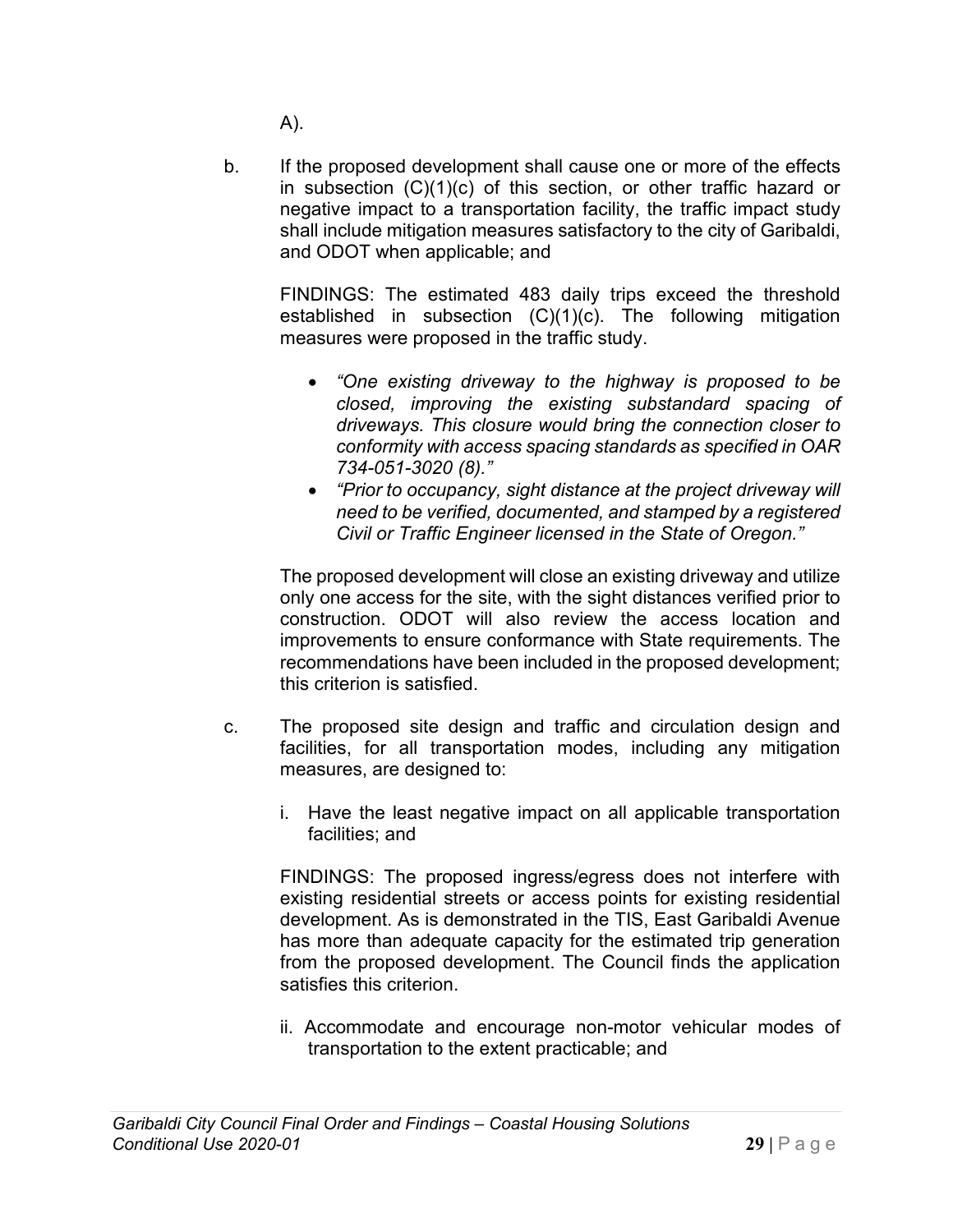A).

b. If the proposed development shall cause one or more of the effects in subsection (C)(1)(c) of this section, or other traffic hazard or negative impact to a transportation facility, the traffic impact study shall include mitigation measures satisfactory to the city of Garibaldi, and ODOT when applicable; and

FINDINGS: The estimated 483 daily trips exceed the threshold established in subsection (C)(1)(c). The following mitigation measures were proposed in the traffic study.

- *"One existing driveway to the highway is proposed to be closed, improving the existing substandard spacing of driveways. This closure would bring the connection closer to conformity with access spacing standards as specified in OAR 734-051-3020 (8)."*
- *"Prior to occupancy, sight distance at the project driveway will need to be verified, documented, and stamped by a registered Civil or Traffic Engineer licensed in the State of Oregon."*

The proposed development will close an existing driveway and utilize only one access for the site, with the sight distances verified prior to construction. ODOT will also review the access location and improvements to ensure conformance with State requirements. The recommendations have been included in the proposed development; this criterion is satisfied.

c. The proposed site design and traffic and circulation design and facilities, for all transportation modes, including any mitigation measures, are designed to:

i. Have the least negative impact on all applicable transportation facilities; and

FINDINGS: The proposed ingress/egress does not interfere with existing residential streets or access points for existing residential development. As is demonstrated in the TIS, East Garibaldi Avenue has more than adequate capacity for the estimated trip generation from the proposed development. The Council finds the application satisfies this criterion.

ii. Accommodate and encourage non-motor vehicular modes of transportation to the extent practicable; and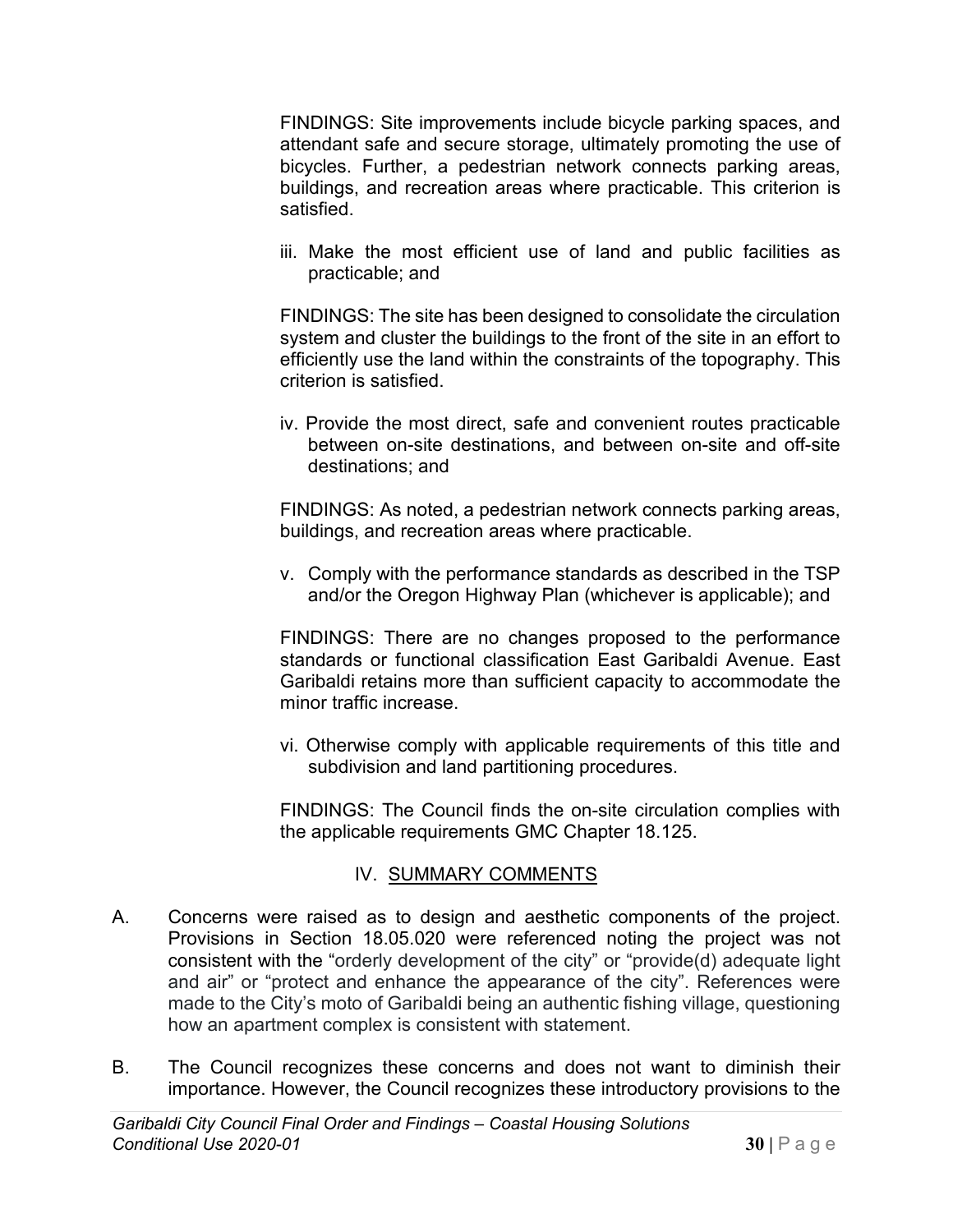FINDINGS: Site improvements include bicycle parking spaces, and attendant safe and secure storage, ultimately promoting the use of bicycles. Further, a pedestrian network connects parking areas, buildings, and recreation areas where practicable. This criterion is satisfied.

iii. Make the most efficient use of land and public facilities as practicable; and

FINDINGS: The site has been designed to consolidate the circulation system and cluster the buildings to the front of the site in an effort to efficiently use the land within the constraints of the topography. This criterion is satisfied.

iv. Provide the most direct, safe and convenient routes practicable between on-site destinations, and between on-site and off-site destinations; and

FINDINGS: As noted, a pedestrian network connects parking areas, buildings, and recreation areas where practicable.

v. Comply with the performance standards as described in the TSP and/or the Oregon Highway Plan (whichever is applicable); and

FINDINGS: There are no changes proposed to the performance standards or functional classification East Garibaldi Avenue. East Garibaldi retains more than sufficient capacity to accommodate the minor traffic increase.

vi. Otherwise comply with applicable requirements of this title and subdivision and land partitioning procedures.

FINDINGS: The Council finds the on-site circulation complies with the applicable requirements GMC Chapter 18.125.

## IV. SUMMARY COMMENTS

A. Concerns were raised as to design and aesthetic components of the project. Provisions in Section 18.05.020 were referenced noting the project was not consistent with the "orderly development of the city" or "provide(d) adequate light and air" or "protect and enhance the appearance of the city". References were made to the City's moto of Garibaldi being an authentic fishing village, questioning how an apartment complex is consistent with statement.

B. The Council recognizes these concerns and does not want to diminish their importance. However, the Council recognizes these introductory provisions to the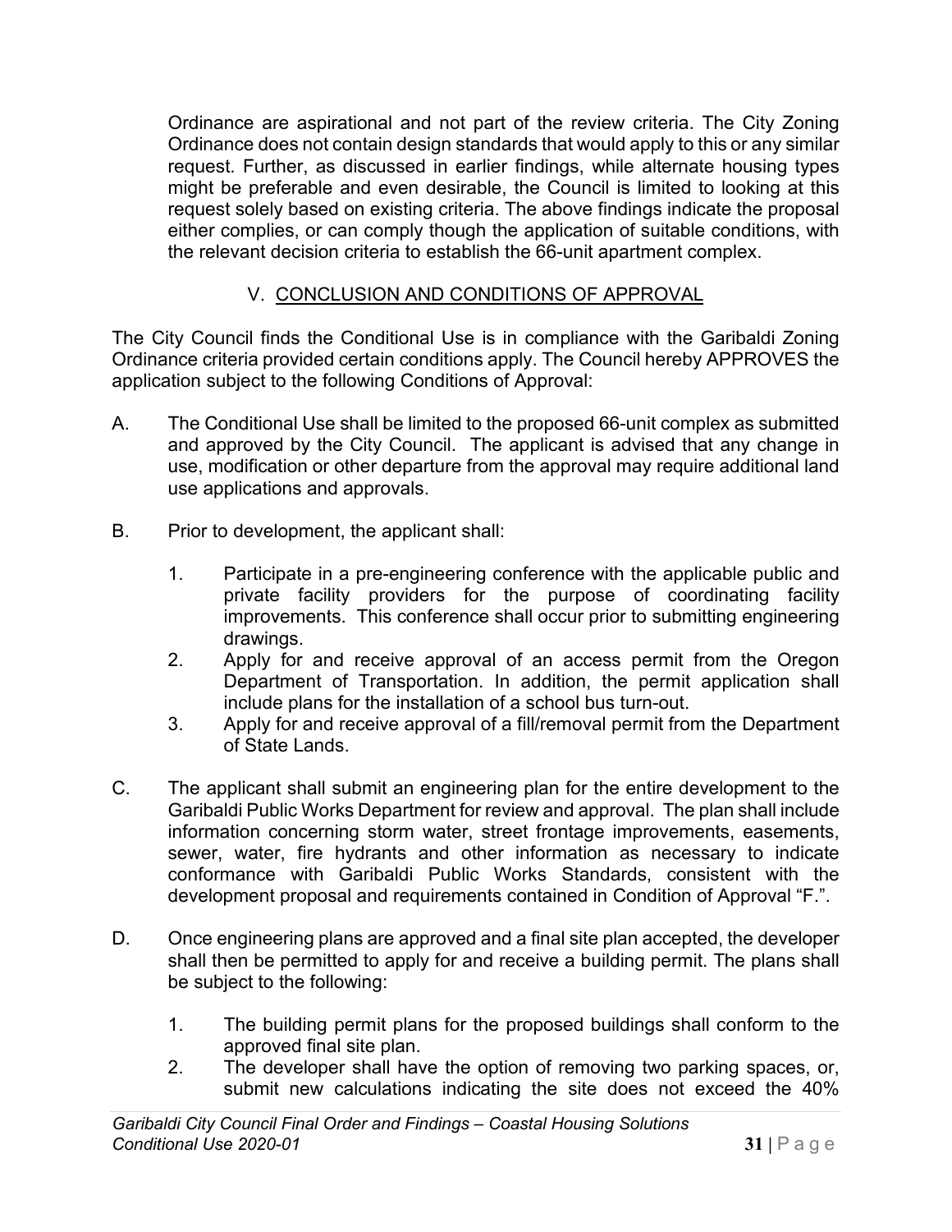Ordinance are aspirational and not part of the review criteria. The City Zoning Ordinance does not contain design standards that would apply to this or any similar request. Further, as discussed in earlier findings, while alternate housing types might be preferable and even desirable, the Council is limited to looking at this request solely based on existing criteria. The above findings indicate the proposal either complies, or can comply though the application of suitable conditions, with the relevant decision criteria to establish the 66-unit apartment complex.

## V. CONCLUSION AND CONDITIONS OF APPROVAL

The City Council finds the Conditional Use is in compliance with the Garibaldi Zoning Ordinance criteria provided certain conditions apply. The Council hereby APPROVES the application subject to the following Conditions of Approval:

A. The Conditional Use shall be limited to the proposed 66-unit complex as submitted and approved by the City Council. The applicant is advised that any change in use, modification or other departure from the approval may require additional land use applications and approvals.

B. Prior to development, the applicant shall:

   1. Participate in a pre-engineering conference with the applicable public and private facility providers for the purpose of coordinating facility improvements. This conference shall occur prior to submitting engineering drawings.
   2. Apply for and receive approval of an access permit from the Oregon Department of Transportation. In addition, the permit application shall include plans for the installation of a school bus turn-out.
   3. Apply for and receive approval of a fill/removal permit from the Department of State Lands.

C. The applicant shall submit an engineering plan for the entire development to the Garibaldi Public Works Department for review and approval. The plan shall include information concerning storm water, street frontage improvements, easements, sewer, water, fire hydrants and other information as necessary to indicate conformance with Garibaldi Public Works Standards, consistent with the development proposal and requirements contained in Condition of Approval "F.".

D. Once engineering plans are approved and a final site plan accepted, the developer shall then be permitted to apply for and receive a building permit. The plans shall be subject to the following:

   1. The building permit plans for the proposed buildings shall conform to the approved final site plan.
   2. The developer shall have the option of removing two parking spaces, or, submit new calculations indicating the site does not exceed the 40%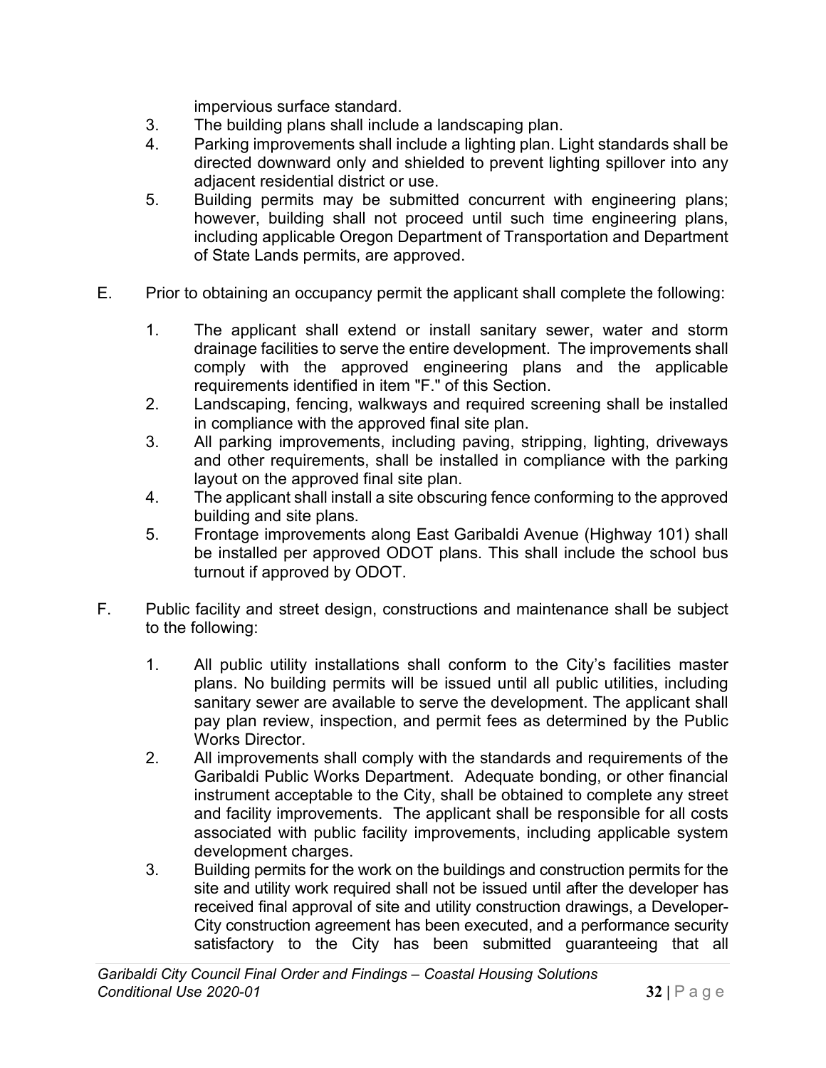impervious surface standard.

3. The building plans shall include a landscaping plan.
4. Parking improvements shall include a lighting plan. Light standards shall be directed downward only and shielded to prevent lighting spillover into any adjacent residential district or use.
5. Building permits may be submitted concurrent with engineering plans; however, building shall not proceed until such time engineering plans, including applicable Oregon Department of Transportation and Department of State Lands permits, are approved.

E. Prior to obtaining an occupancy permit the applicant shall complete the following:

1. The applicant shall extend or install sanitary sewer, water and storm drainage facilities to serve the entire development. The improvements shall comply with the approved engineering plans and the applicable requirements identified in item "F." of this Section.
2. Landscaping, fencing, walkways and required screening shall be installed in compliance with the approved final site plan.
3. All parking improvements, including paving, stripping, lighting, driveways and other requirements, shall be installed in compliance with the parking layout on the approved final site plan.
4. The applicant shall install a site obscuring fence conforming to the approved building and site plans.
5. Frontage improvements along East Garibaldi Avenue (Highway 101) shall be installed per approved ODOT plans. This shall include the school bus turnout if approved by ODOT.

F. Public facility and street design, constructions and maintenance shall be subject to the following:

1. All public utility installations shall conform to the City's facilities master plans. No building permits will be issued until all public utilities, including sanitary sewer are available to serve the development. The applicant shall pay plan review, inspection, and permit fees as determined by the Public Works Director.
2. All improvements shall comply with the standards and requirements of the Garibaldi Public Works Department. Adequate bonding, or other financial instrument acceptable to the City, shall be obtained to complete any street and facility improvements. The applicant shall be responsible for all costs associated with public facility improvements, including applicable system development charges.
3. Building permits for the work on the buildings and construction permits for the site and utility work required shall not be issued until after the developer has received final approval of site and utility construction drawings, a Developer-City construction agreement has been executed, and a performance security satisfactory to the City has been submitted guaranteeing that all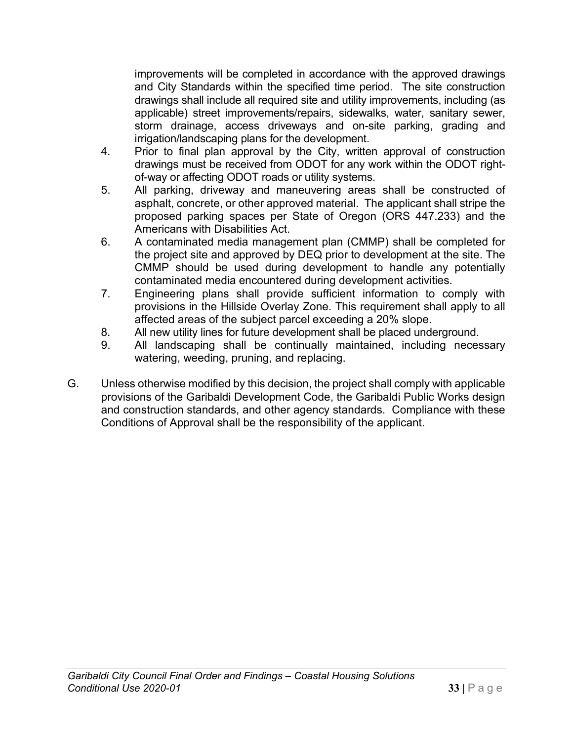improvements will be completed in accordance with the approved drawings and City Standards within the specified time period. The site construction drawings shall include all required site and utility improvements, including (as applicable) street improvements/repairs, sidewalks, water, sanitary sewer, storm drainage, access driveways and on-site parking, grading and irrigation/landscaping plans for the development.

4. Prior to final plan approval by the City, written approval of construction drawings must be received from ODOT for any work within the ODOT right-of-way or affecting ODOT roads or utility systems.
5. All parking, driveway and maneuvering areas shall be constructed of asphalt, concrete, or other approved material. The applicant shall stripe the proposed parking spaces per State of Oregon (ORS 447.233) and the Americans with Disabilities Act.
6. A contaminated media management plan (CMMP) shall be completed for the project site and approved by DEQ prior to development at the site. The CMMP should be used during development to handle any potentially contaminated media encountered during development activities.
7. Engineering plans shall provide sufficient information to comply with provisions in the Hillside Overlay Zone. This requirement shall apply to all affected areas of the subject parcel exceeding a 20% slope.
8. All new utility lines for future development shall be placed underground.
9. All landscaping shall be continually maintained, including necessary watering, weeding, pruning, and replacing.

G. Unless otherwise modified by this decision, the project shall comply with applicable provisions of the Garibaldi Development Code, the Garibaldi Public Works design and construction standards, and other agency standards. Compliance with these Conditions of Approval shall be the responsibility of the applicant.